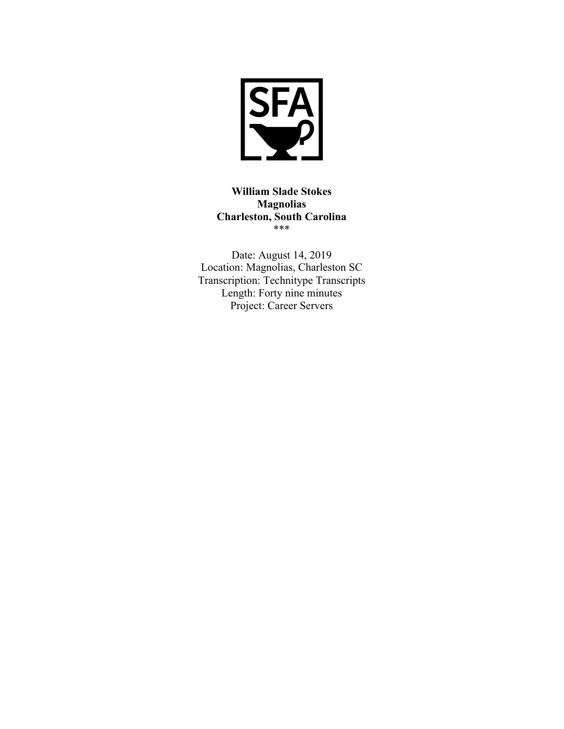**William Slade Stokes**
**Magnolias**
**Charleston, South Carolina**
***

Date: August 14, 2019
Location: Magnolias, Charleston SC
Transcription: Technitype Transcripts
Length: Forty nine minutes
Project: Career Servers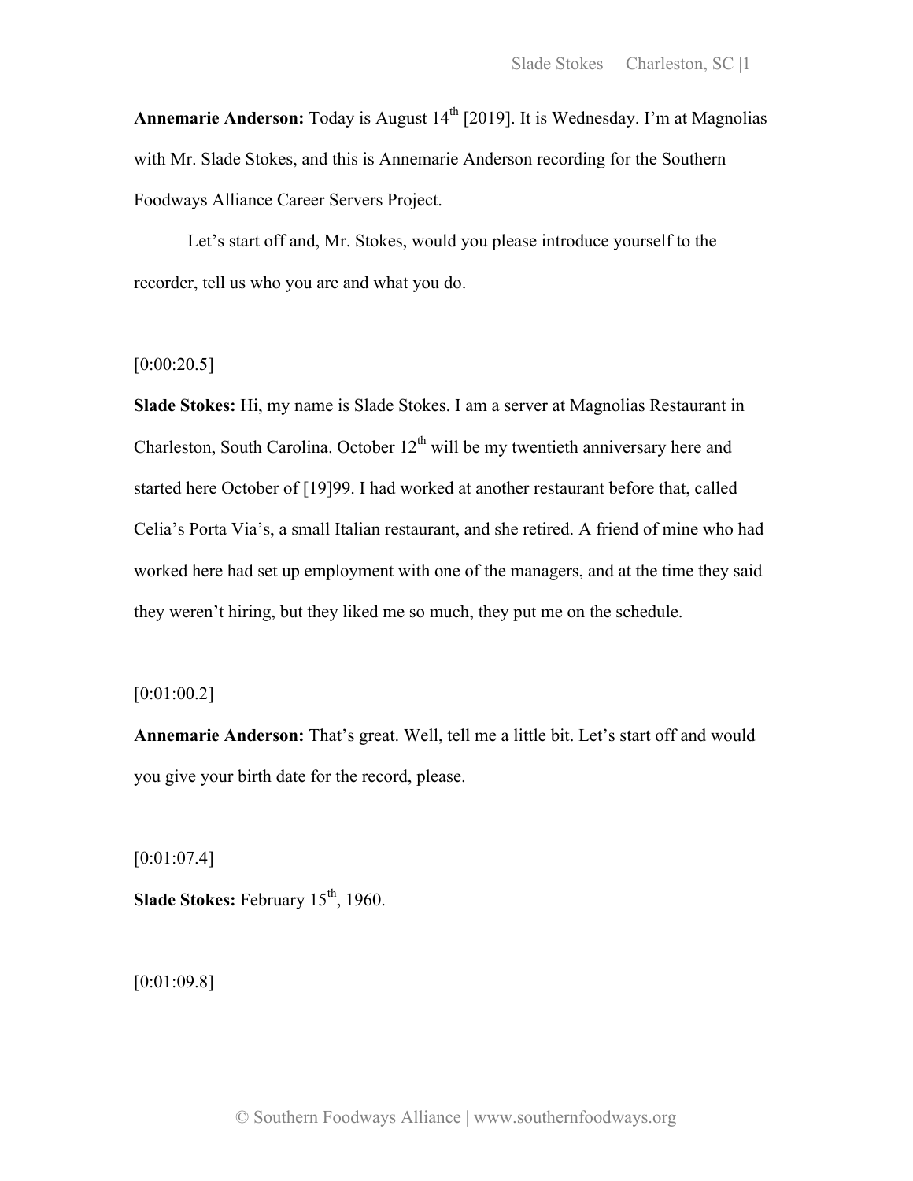**Annemarie Anderson:** Today is August 14th [2019]. It is Wednesday. I'm at Magnolias with Mr. Slade Stokes, and this is Annemarie Anderson recording for the Southern Foodways Alliance Career Servers Project.

Let's start off and, Mr. Stokes, would you please introduce yourself to the recorder, tell us who you are and what you do.

[0:00:20.5]

**Slade Stokes:** Hi, my name is Slade Stokes. I am a server at Magnolias Restaurant in Charleston, South Carolina. October 12th will be my twentieth anniversary here and started here October of [19]99. I had worked at another restaurant before that, called Celia's Porta Via's, a small Italian restaurant, and she retired. A friend of mine who had worked here had set up employment with one of the managers, and at the time they said they weren't hiring, but they liked me so much, they put me on the schedule.

[0:01:00.2]

**Annemarie Anderson:** That's great. Well, tell me a little bit. Let's start off and would you give your birth date for the record, please.

[0:01:07.4]

**Slade Stokes:** February 15th, 1960.

[0:01:09.8]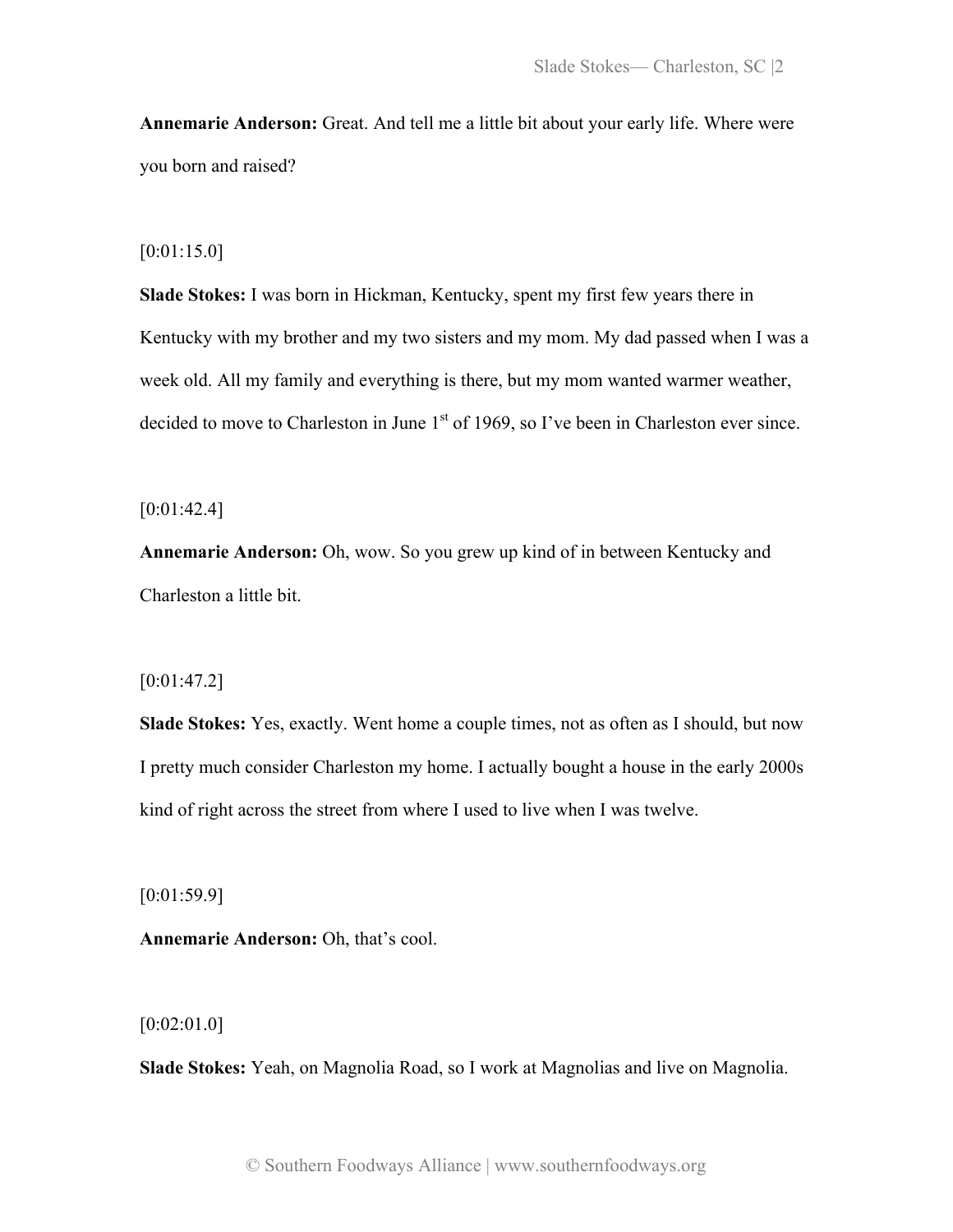**Annemarie Anderson:** Great. And tell me a little bit about your early life. Where were you born and raised?

[0:01:15.0]

**Slade Stokes:** I was born in Hickman, Kentucky, spent my first few years there in Kentucky with my brother and my two sisters and my mom. My dad passed when I was a week old. All my family and everything is there, but my mom wanted warmer weather, decided to move to Charleston in June 1st of 1969, so I've been in Charleston ever since.

[0:01:42.4]

**Annemarie Anderson:** Oh, wow. So you grew up kind of in between Kentucky and Charleston a little bit.

[0:01:47.2]

**Slade Stokes:** Yes, exactly. Went home a couple times, not as often as I should, but now I pretty much consider Charleston my home. I actually bought a house in the early 2000s kind of right across the street from where I used to live when I was twelve.

[0:01:59.9]

**Annemarie Anderson:** Oh, that's cool.

[0:02:01.0]

**Slade Stokes:** Yeah, on Magnolia Road, so I work at Magnolias and live on Magnolia.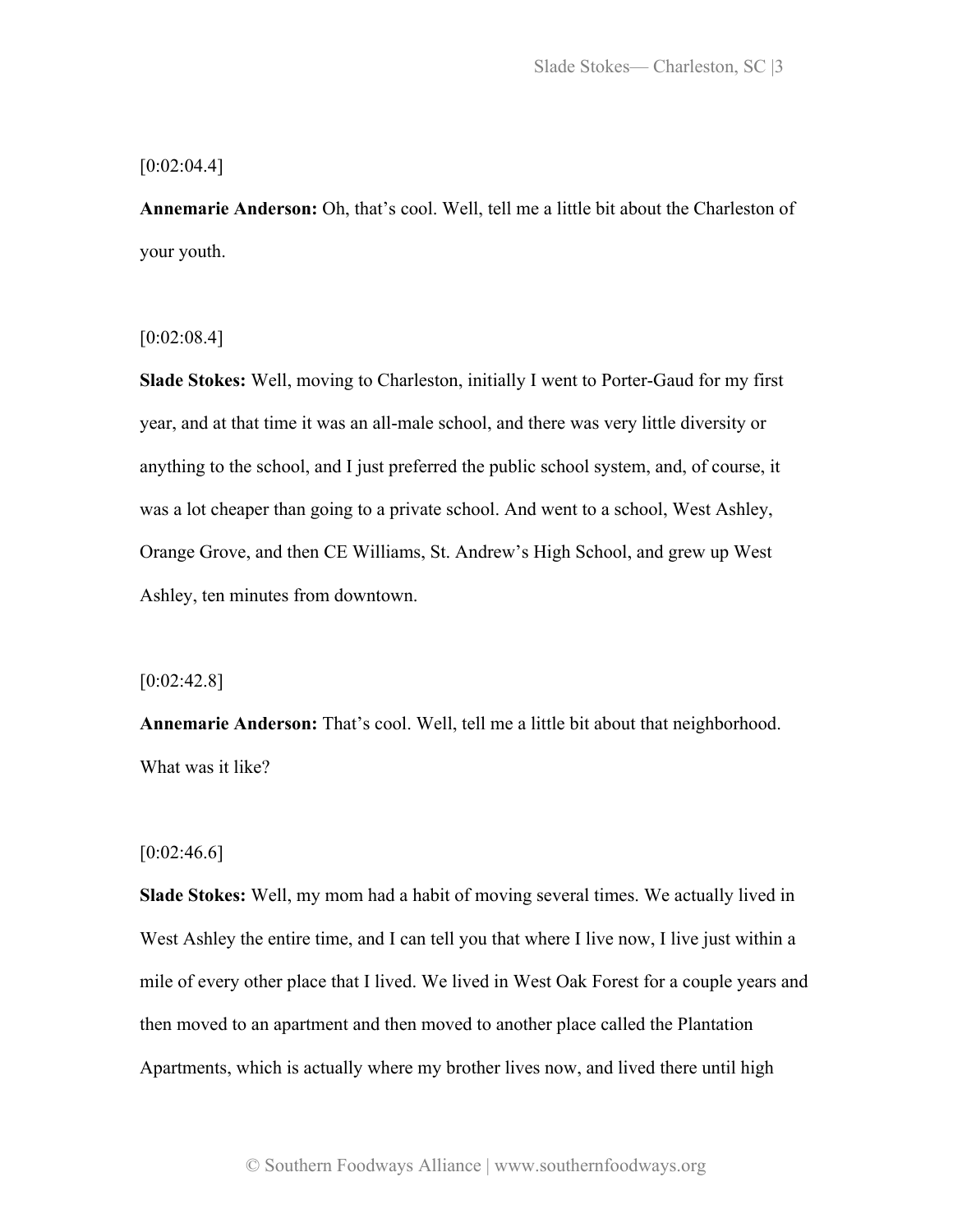[0:02:04.4]

**Annemarie Anderson:** Oh, that's cool. Well, tell me a little bit about the Charleston of your youth.

[0:02:08.4]

**Slade Stokes:** Well, moving to Charleston, initially I went to Porter-Gaud for my first year, and at that time it was an all-male school, and there was very little diversity or anything to the school, and I just preferred the public school system, and, of course, it was a lot cheaper than going to a private school. And went to a school, West Ashley, Orange Grove, and then CE Williams, St. Andrew's High School, and grew up West Ashley, ten minutes from downtown.

[0:02:42.8]

**Annemarie Anderson:** That's cool. Well, tell me a little bit about that neighborhood. What was it like?

[0:02:46.6]

**Slade Stokes:** Well, my mom had a habit of moving several times. We actually lived in West Ashley the entire time, and I can tell you that where I live now, I live just within a mile of every other place that I lived. We lived in West Oak Forest for a couple years and then moved to an apartment and then moved to another place called the Plantation Apartments, which is actually where my brother lives now, and lived there until high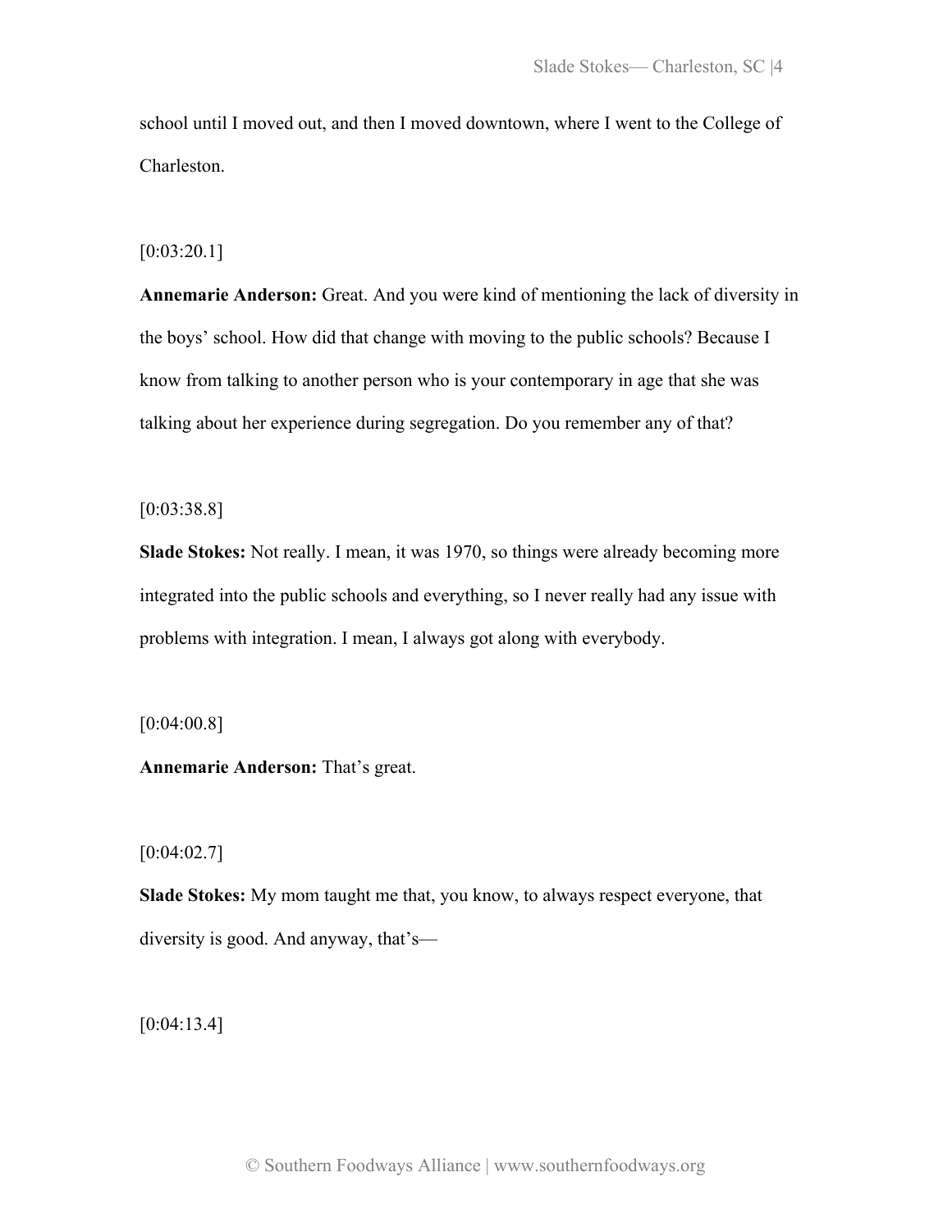school until I moved out, and then I moved downtown, where I went to the College of Charleston.

[0:03:20.1]

**Annemarie Anderson:** Great. And you were kind of mentioning the lack of diversity in the boys' school. How did that change with moving to the public schools? Because I know from talking to another person who is your contemporary in age that she was talking about her experience during segregation. Do you remember any of that?

[0:03:38.8]

**Slade Stokes:** Not really. I mean, it was 1970, so things were already becoming more integrated into the public schools and everything, so I never really had any issue with problems with integration. I mean, I always got along with everybody.

[0:04:00.8]

**Annemarie Anderson:** That's great.

[0:04:02.7]

**Slade Stokes:** My mom taught me that, you know, to always respect everyone, that diversity is good. And anyway, that's—

[0:04:13.4]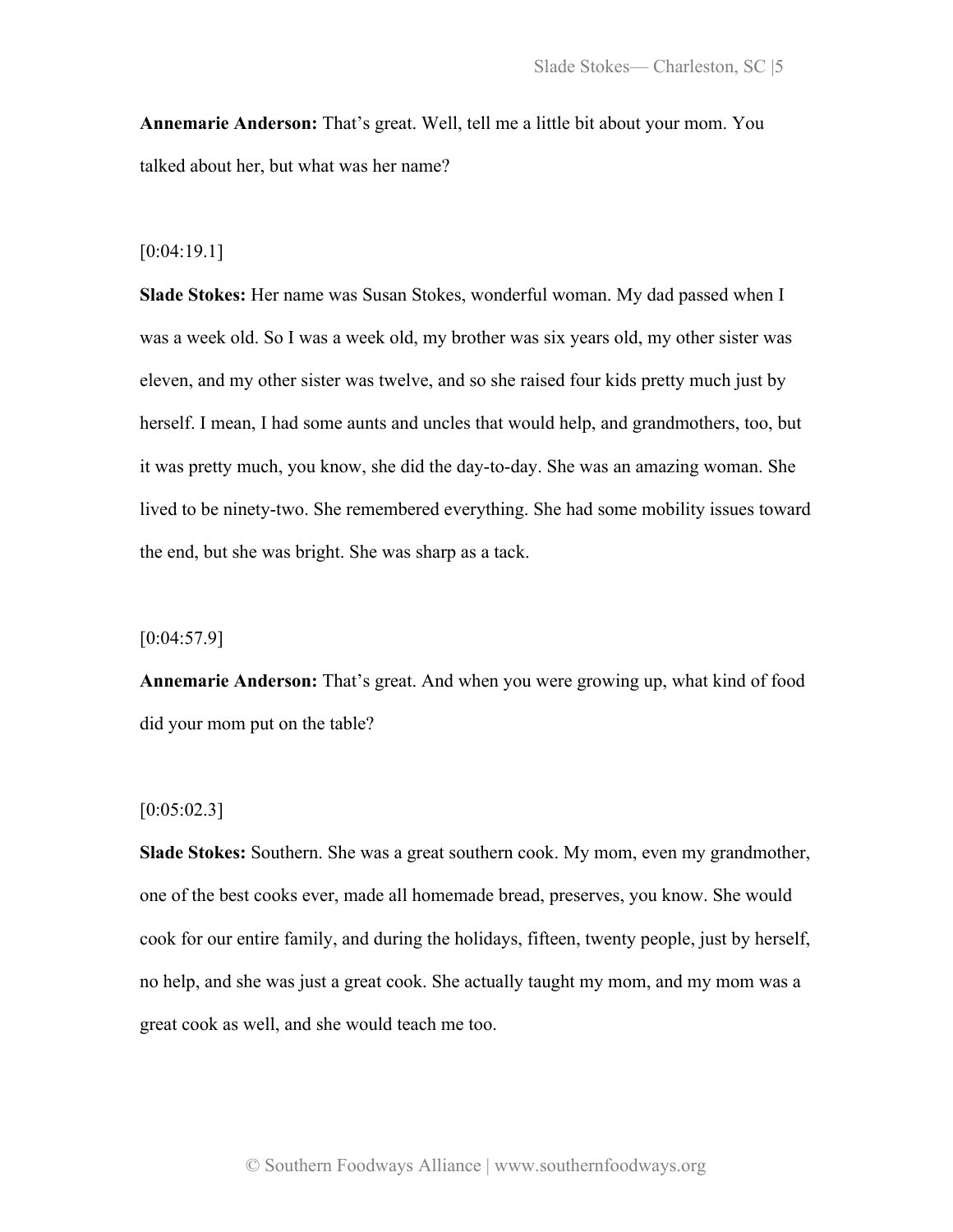**Annemarie Anderson:** That's great. Well, tell me a little bit about your mom. You talked about her, but what was her name?

[0:04:19.1]

**Slade Stokes:** Her name was Susan Stokes, wonderful woman. My dad passed when I was a week old. So I was a week old, my brother was six years old, my other sister was eleven, and my other sister was twelve, and so she raised four kids pretty much just by herself. I mean, I had some aunts and uncles that would help, and grandmothers, too, but it was pretty much, you know, she did the day-to-day. She was an amazing woman. She lived to be ninety-two. She remembered everything. She had some mobility issues toward the end, but she was bright. She was sharp as a tack.

[0:04:57.9]

**Annemarie Anderson:** That's great. And when you were growing up, what kind of food did your mom put on the table?

[0:05:02.3]

**Slade Stokes:** Southern. She was a great southern cook. My mom, even my grandmother, one of the best cooks ever, made all homemade bread, preserves, you know. She would cook for our entire family, and during the holidays, fifteen, twenty people, just by herself, no help, and she was just a great cook. She actually taught my mom, and my mom was a great cook as well, and she would teach me too.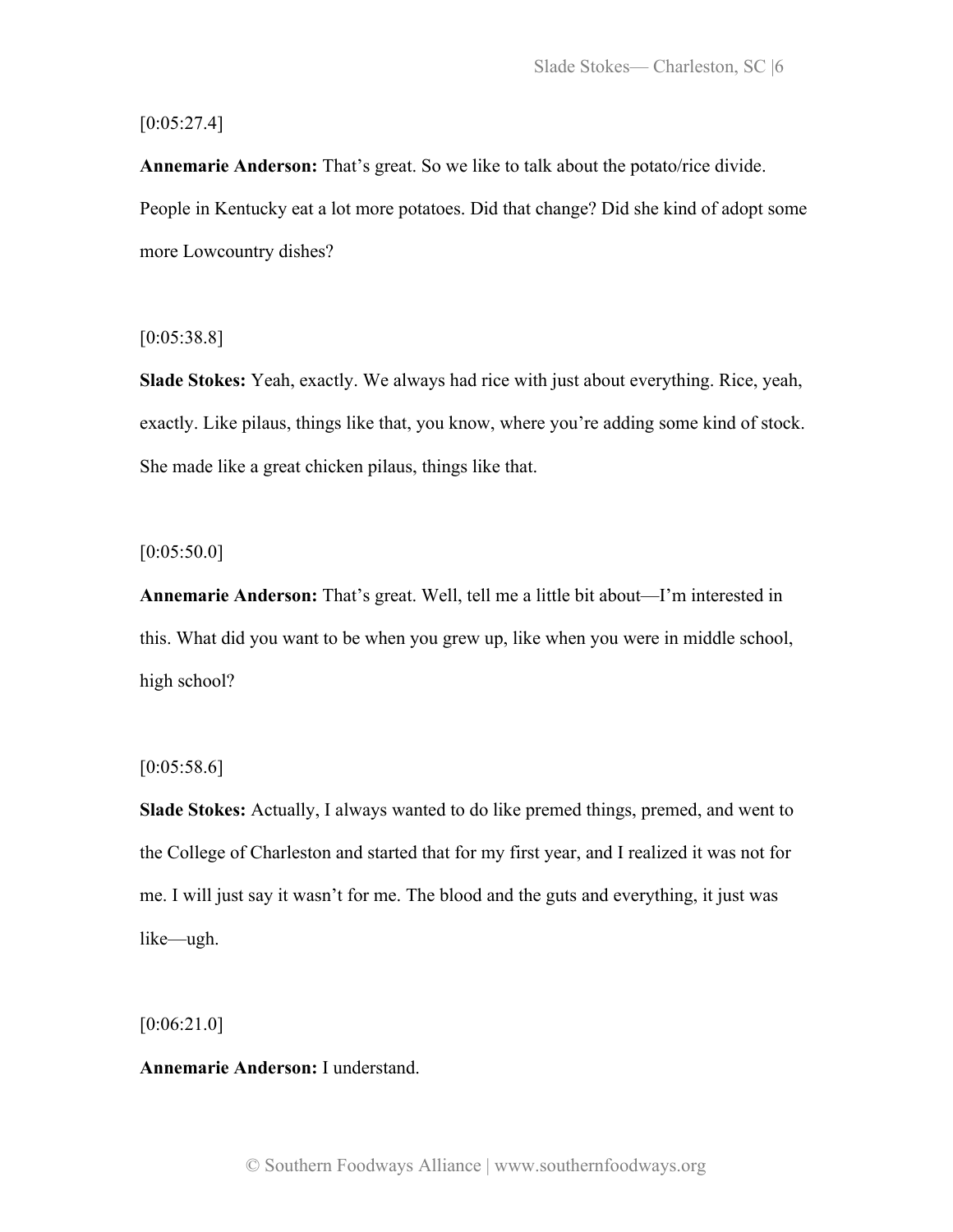[0:05:27.4]

**Annemarie Anderson:** That's great. So we like to talk about the potato/rice divide. People in Kentucky eat a lot more potatoes. Did that change? Did she kind of adopt some more Lowcountry dishes?

[0:05:38.8]

**Slade Stokes:** Yeah, exactly. We always had rice with just about everything. Rice, yeah, exactly. Like pilaus, things like that, you know, where you're adding some kind of stock. She made like a great chicken pilaus, things like that.

[0:05:50.0]

**Annemarie Anderson:** That's great. Well, tell me a little bit about—I'm interested in this. What did you want to be when you grew up, like when you were in middle school, high school?

[0:05:58.6]

**Slade Stokes:** Actually, I always wanted to do like premed things, premed, and went to the College of Charleston and started that for my first year, and I realized it was not for me. I will just say it wasn't for me. The blood and the guts and everything, it just was like—ugh.

[0:06:21.0]

**Annemarie Anderson:** I understand.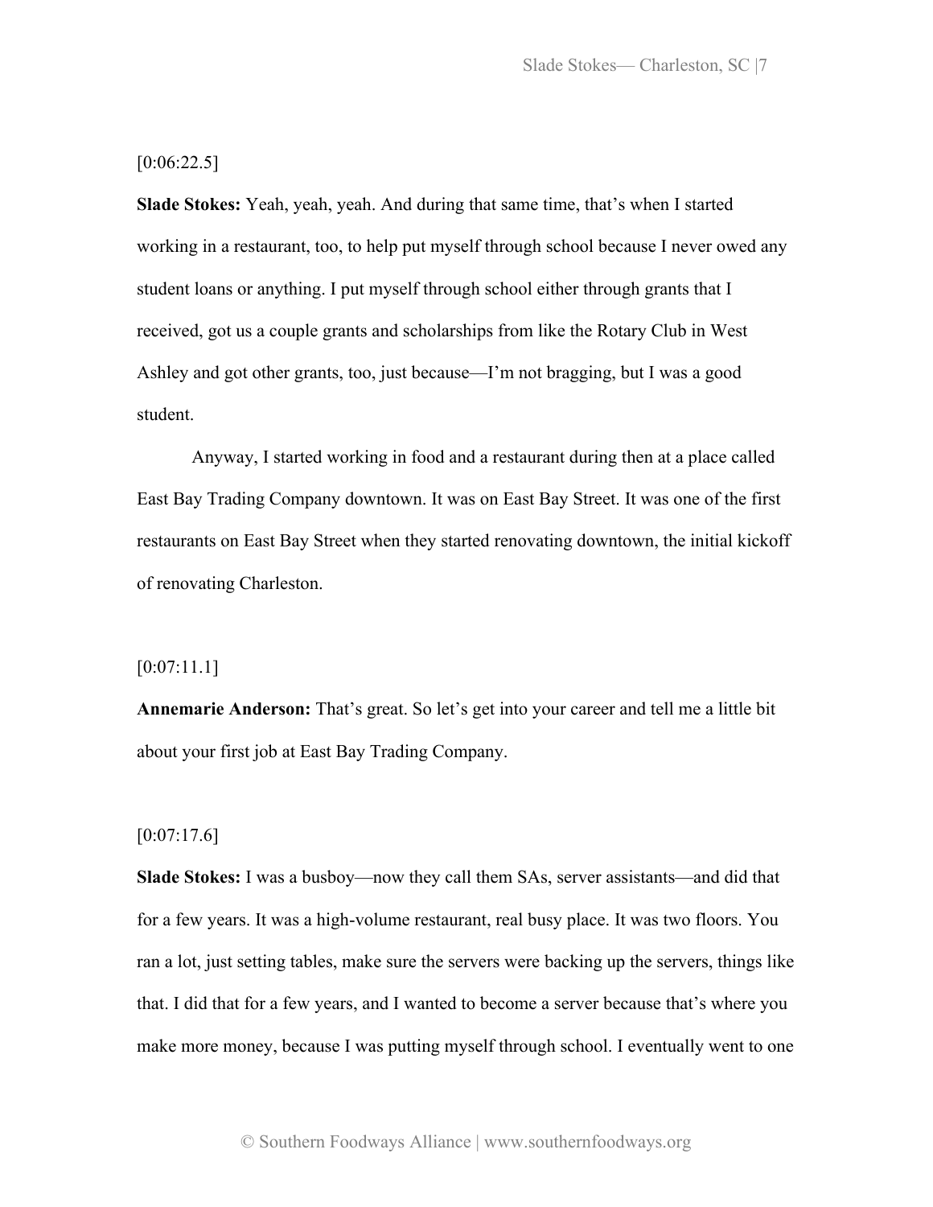[0:06:22.5]

**Slade Stokes:** Yeah, yeah, yeah. And during that same time, that's when I started working in a restaurant, too, to help put myself through school because I never owed any student loans or anything. I put myself through school either through grants that I received, got us a couple grants and scholarships from like the Rotary Club in West Ashley and got other grants, too, just because—I'm not bragging, but I was a good student.

Anyway, I started working in food and a restaurant during then at a place called East Bay Trading Company downtown. It was on East Bay Street. It was one of the first restaurants on East Bay Street when they started renovating downtown, the initial kickoff of renovating Charleston.

[0:07:11.1]

**Annemarie Anderson:** That's great. So let's get into your career and tell me a little bit about your first job at East Bay Trading Company.

[0:07:17.6]

**Slade Stokes:** I was a busboy—now they call them SAs, server assistants—and did that for a few years. It was a high-volume restaurant, real busy place. It was two floors. You ran a lot, just setting tables, make sure the servers were backing up the servers, things like that. I did that for a few years, and I wanted to become a server because that's where you make more money, because I was putting myself through school. I eventually went to one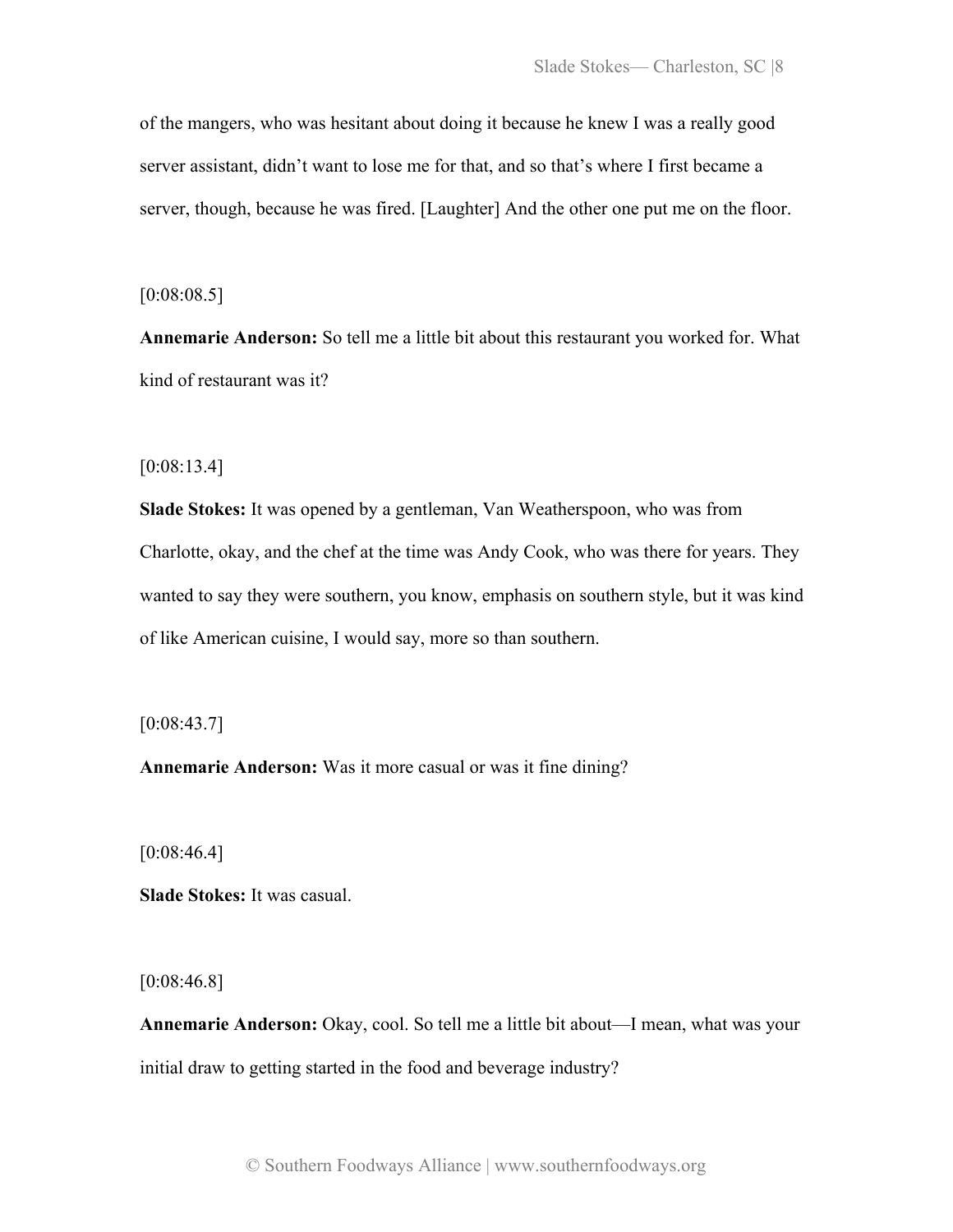of the mangers, who was hesitant about doing it because he knew I was a really good server assistant, didn't want to lose me for that, and so that's where I first became a server, though, because he was fired. [Laughter] And the other one put me on the floor.

[0:08:08.5]

**Annemarie Anderson:** So tell me a little bit about this restaurant you worked for. What kind of restaurant was it?

[0:08:13.4]

**Slade Stokes:** It was opened by a gentleman, Van Weatherspoon, who was from Charlotte, okay, and the chef at the time was Andy Cook, who was there for years. They wanted to say they were southern, you know, emphasis on southern style, but it was kind of like American cuisine, I would say, more so than southern.

[0:08:43.7]

**Annemarie Anderson:** Was it more casual or was it fine dining?

[0:08:46.4]

**Slade Stokes:** It was casual.

[0:08:46.8]

**Annemarie Anderson:** Okay, cool. So tell me a little bit about—I mean, what was your initial draw to getting started in the food and beverage industry?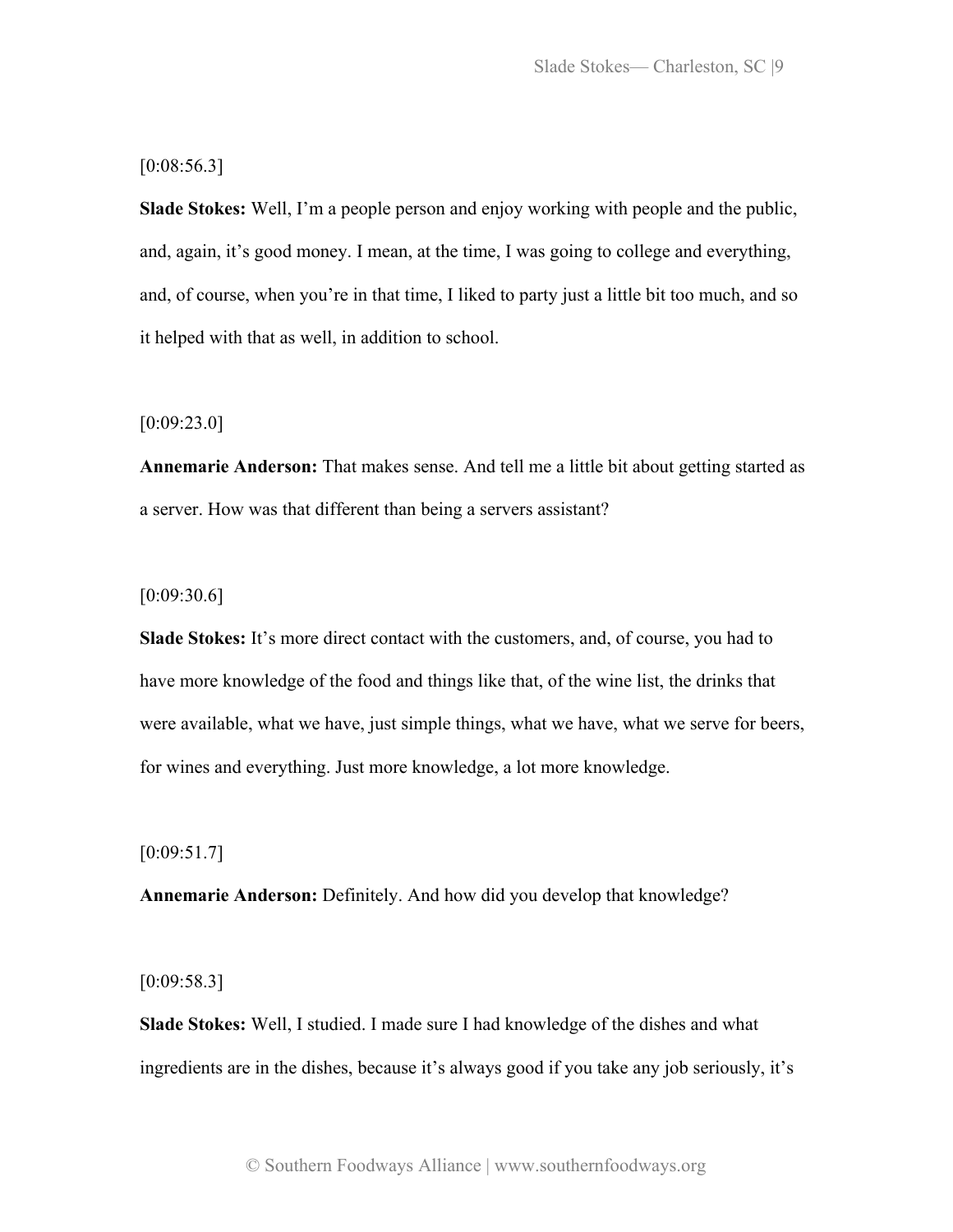[0:08:56.3]

**Slade Stokes:** Well, I'm a people person and enjoy working with people and the public, and, again, it's good money. I mean, at the time, I was going to college and everything, and, of course, when you're in that time, I liked to party just a little bit too much, and so it helped with that as well, in addition to school.

[0:09:23.0]

**Annemarie Anderson:** That makes sense. And tell me a little bit about getting started as a server. How was that different than being a servers assistant?

[0:09:30.6]

**Slade Stokes:** It's more direct contact with the customers, and, of course, you had to have more knowledge of the food and things like that, of the wine list, the drinks that were available, what we have, just simple things, what we have, what we serve for beers, for wines and everything. Just more knowledge, a lot more knowledge.

[0:09:51.7]

**Annemarie Anderson:** Definitely. And how did you develop that knowledge?

[0:09:58.3]

**Slade Stokes:** Well, I studied. I made sure I had knowledge of the dishes and what ingredients are in the dishes, because it's always good if you take any job seriously, it's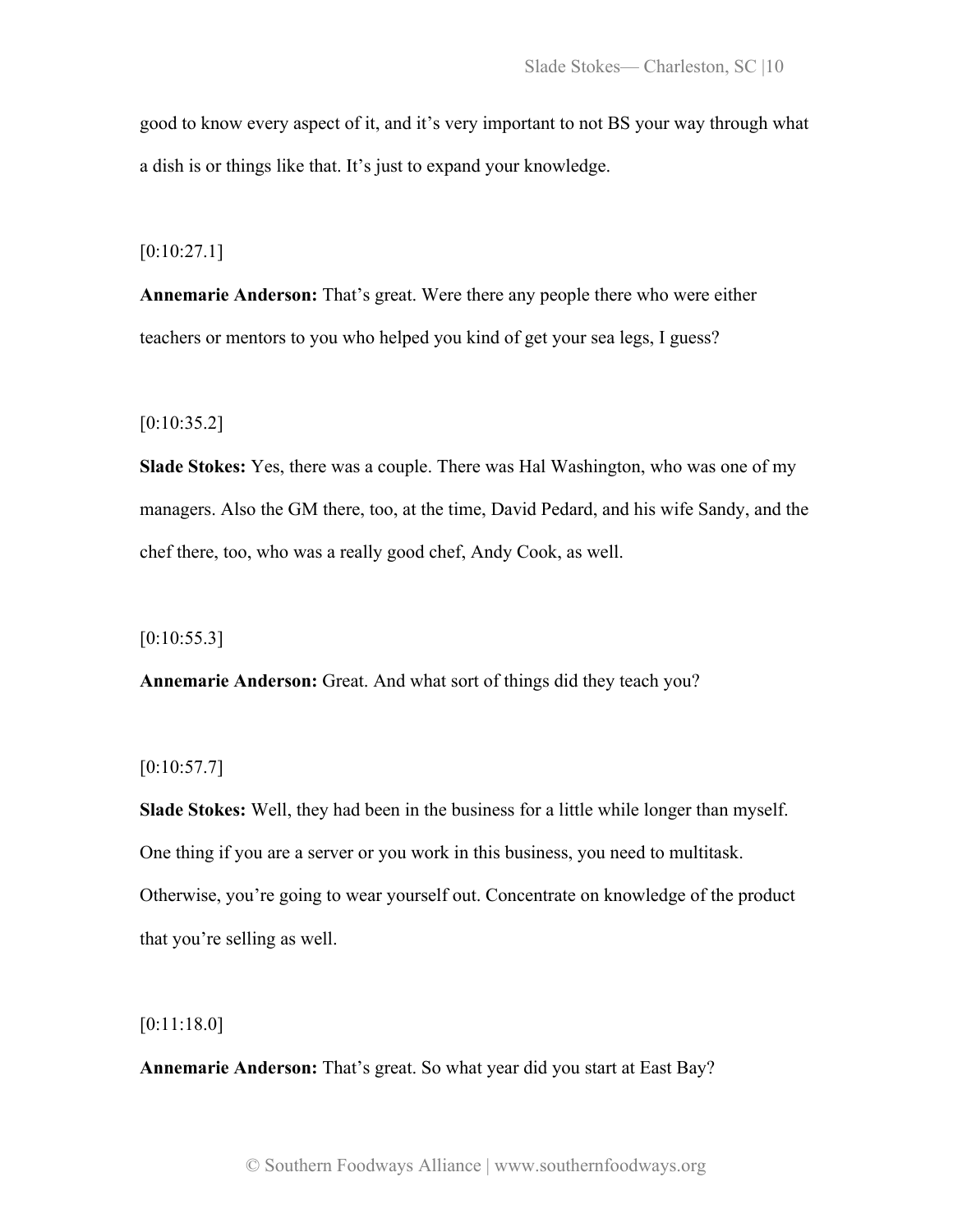good to know every aspect of it, and it's very important to not BS your way through what a dish is or things like that. It's just to expand your knowledge.

[0:10:27.1]

**Annemarie Anderson:** That's great. Were there any people there who were either teachers or mentors to you who helped you kind of get your sea legs, I guess?

[0:10:35.2]

**Slade Stokes:** Yes, there was a couple. There was Hal Washington, who was one of my managers. Also the GM there, too, at the time, David Pedard, and his wife Sandy, and the chef there, too, who was a really good chef, Andy Cook, as well.

[0:10:55.3]

**Annemarie Anderson:** Great. And what sort of things did they teach you?

[0:10:57.7]

**Slade Stokes:** Well, they had been in the business for a little while longer than myself. One thing if you are a server or you work in this business, you need to multitask. Otherwise, you're going to wear yourself out. Concentrate on knowledge of the product that you're selling as well.

[0:11:18.0]

**Annemarie Anderson:** That's great. So what year did you start at East Bay?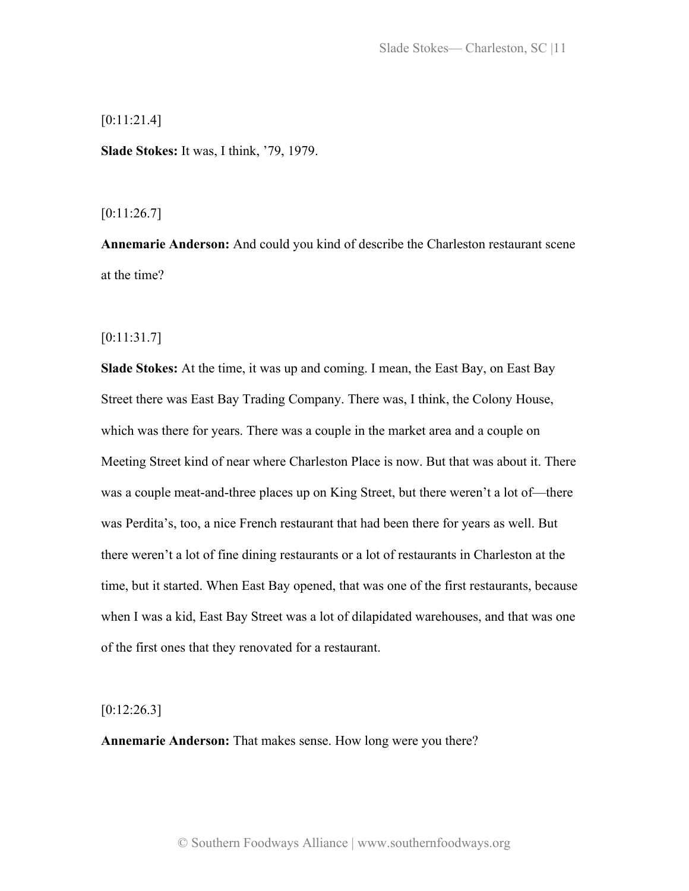[0:11:21.4]

**Slade Stokes:** It was, I think, ’79, 1979.

[0:11:26.7]

**Annemarie Anderson:** And could you kind of describe the Charleston restaurant scene at the time?

[0:11:31.7]

**Slade Stokes:** At the time, it was up and coming. I mean, the East Bay, on East Bay Street there was East Bay Trading Company. There was, I think, the Colony House, which was there for years. There was a couple in the market area and a couple on Meeting Street kind of near where Charleston Place is now. But that was about it. There was a couple meat-and-three places up on King Street, but there weren’t a lot of—there was Perdita’s, too, a nice French restaurant that had been there for years as well. But there weren’t a lot of fine dining restaurants or a lot of restaurants in Charleston at the time, but it started. When East Bay opened, that was one of the first restaurants, because when I was a kid, East Bay Street was a lot of dilapidated warehouses, and that was one of the first ones that they renovated for a restaurant.

[0:12:26.3]

**Annemarie Anderson:** That makes sense. How long were you there?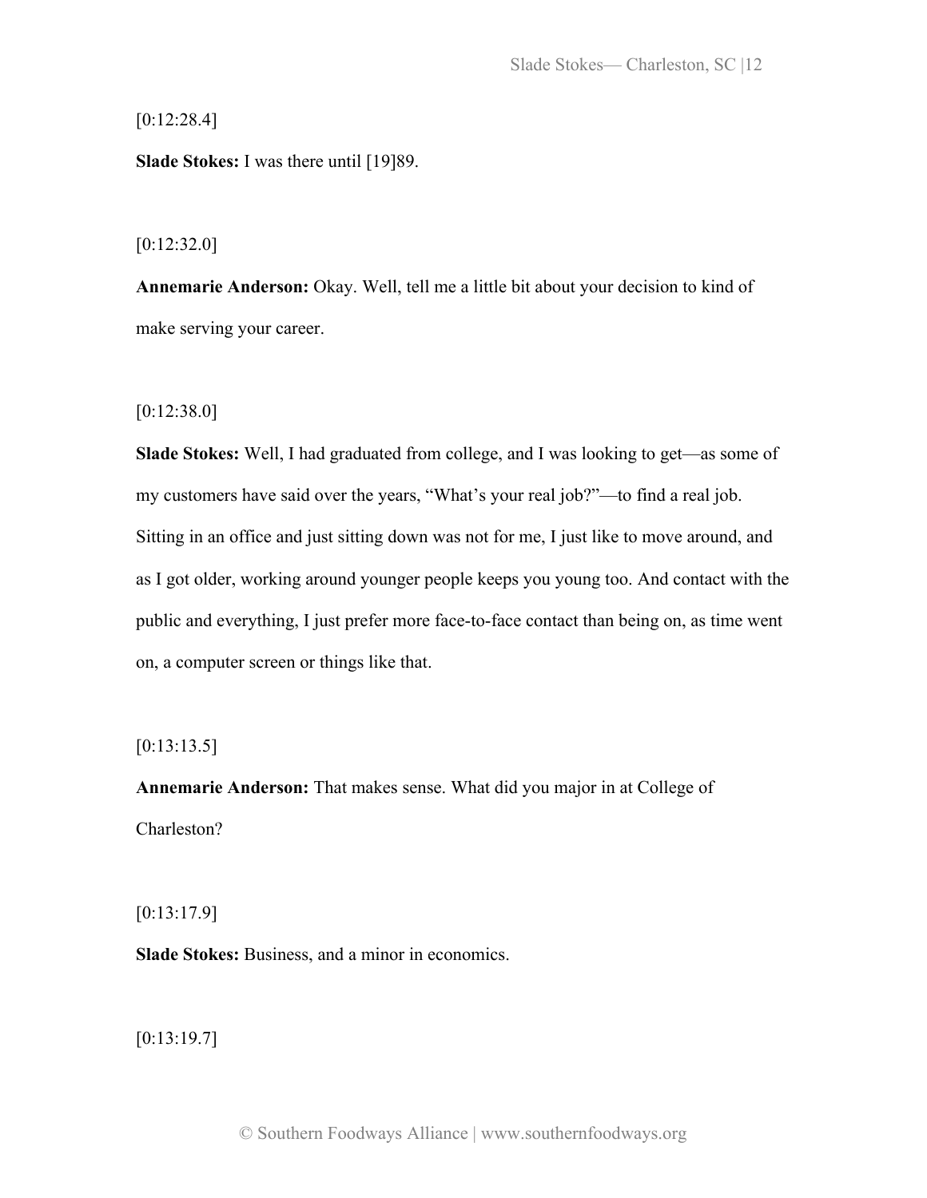[0:12:28.4]

**Slade Stokes:** I was there until [19]89.

[0:12:32.0]

**Annemarie Anderson:** Okay. Well, tell me a little bit about your decision to kind of make serving your career.

[0:12:38.0]

**Slade Stokes:** Well, I had graduated from college, and I was looking to get—as some of my customers have said over the years, "What's your real job?"—to find a real job. Sitting in an office and just sitting down was not for me, I just like to move around, and as I got older, working around younger people keeps you young too. And contact with the public and everything, I just prefer more face-to-face contact than being on, as time went on, a computer screen or things like that.

[0:13:13.5]

**Annemarie Anderson:** That makes sense. What did you major in at College of Charleston?

[0:13:17.9]

**Slade Stokes:** Business, and a minor in economics.

[0:13:19.7]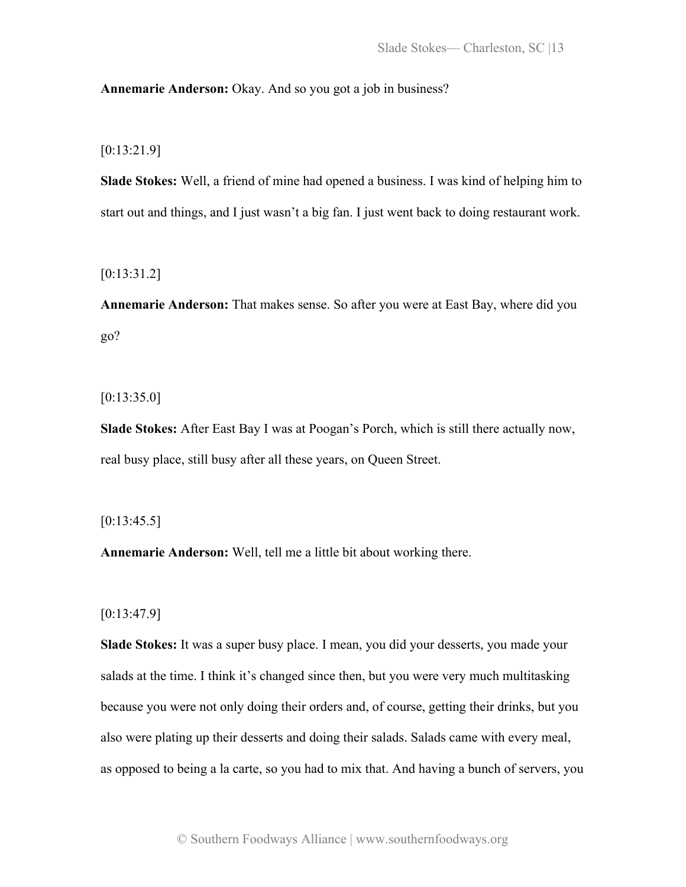**Annemarie Anderson:** Okay. And so you got a job in business?

[0:13:21.9]

**Slade Stokes:** Well, a friend of mine had opened a business. I was kind of helping him to start out and things, and I just wasn't a big fan. I just went back to doing restaurant work.

[0:13:31.2]

**Annemarie Anderson:** That makes sense. So after you were at East Bay, where did you go?

[0:13:35.0]

**Slade Stokes:** After East Bay I was at Poogan's Porch, which is still there actually now, real busy place, still busy after all these years, on Queen Street.

[0:13:45.5]

**Annemarie Anderson:** Well, tell me a little bit about working there.

[0:13:47.9]

**Slade Stokes:** It was a super busy place. I mean, you did your desserts, you made your salads at the time. I think it's changed since then, but you were very much multitasking because you were not only doing their orders and, of course, getting their drinks, but you also were plating up their desserts and doing their salads. Salads came with every meal, as opposed to being a la carte, so you had to mix that. And having a bunch of servers, you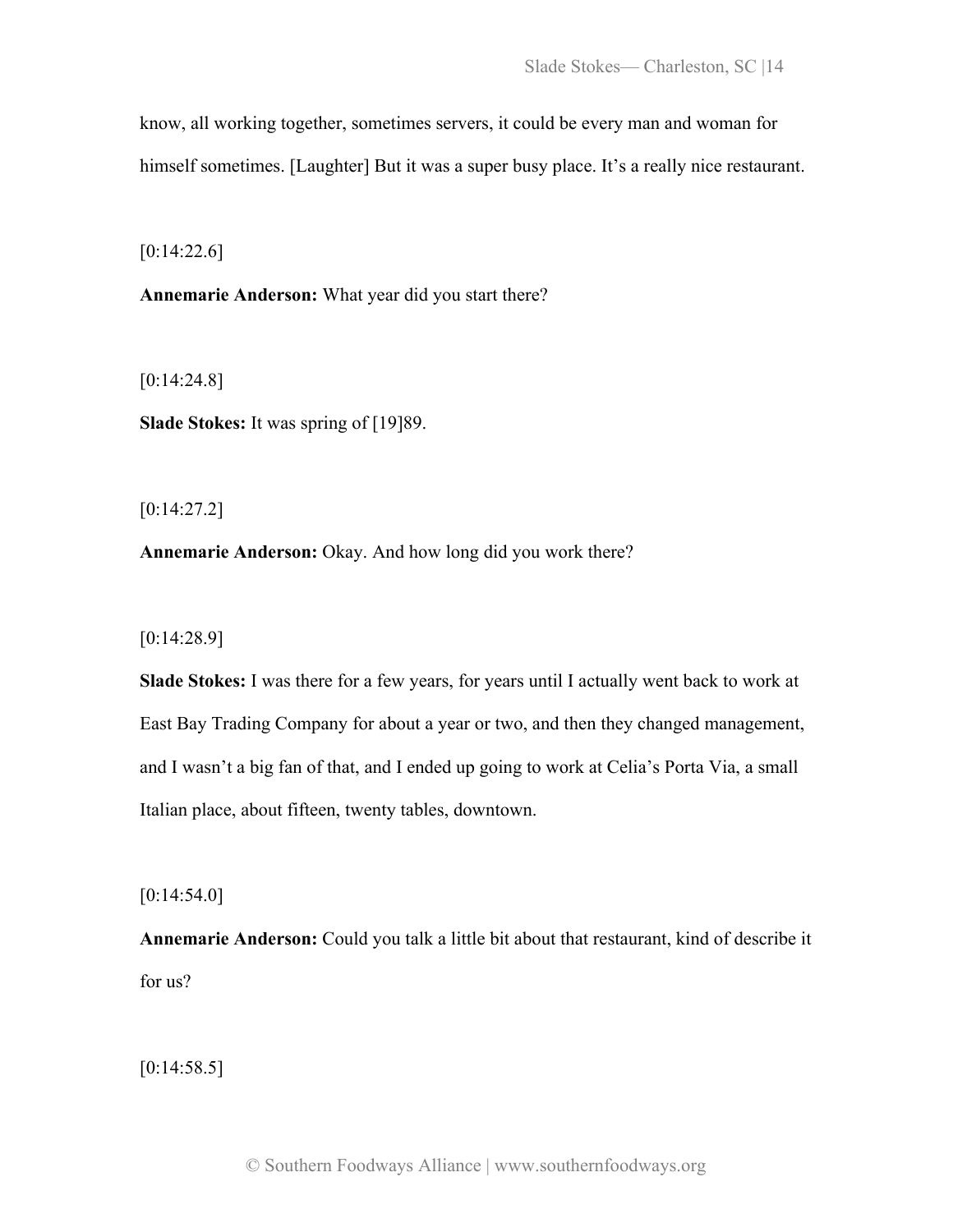know, all working together, sometimes servers, it could be every man and woman for himself sometimes. [Laughter] But it was a super busy place. It's a really nice restaurant.

[0:14:22.6]

**Annemarie Anderson:** What year did you start there?

[0:14:24.8]

**Slade Stokes:** It was spring of [19]89.

[0:14:27.2]

**Annemarie Anderson:** Okay. And how long did you work there?

[0:14:28.9]

**Slade Stokes:** I was there for a few years, for years until I actually went back to work at East Bay Trading Company for about a year or two, and then they changed management, and I wasn't a big fan of that, and I ended up going to work at Celia's Porta Via, a small Italian place, about fifteen, twenty tables, downtown.

[0:14:54.0]

**Annemarie Anderson:** Could you talk a little bit about that restaurant, kind of describe it for us?

[0:14:58.5]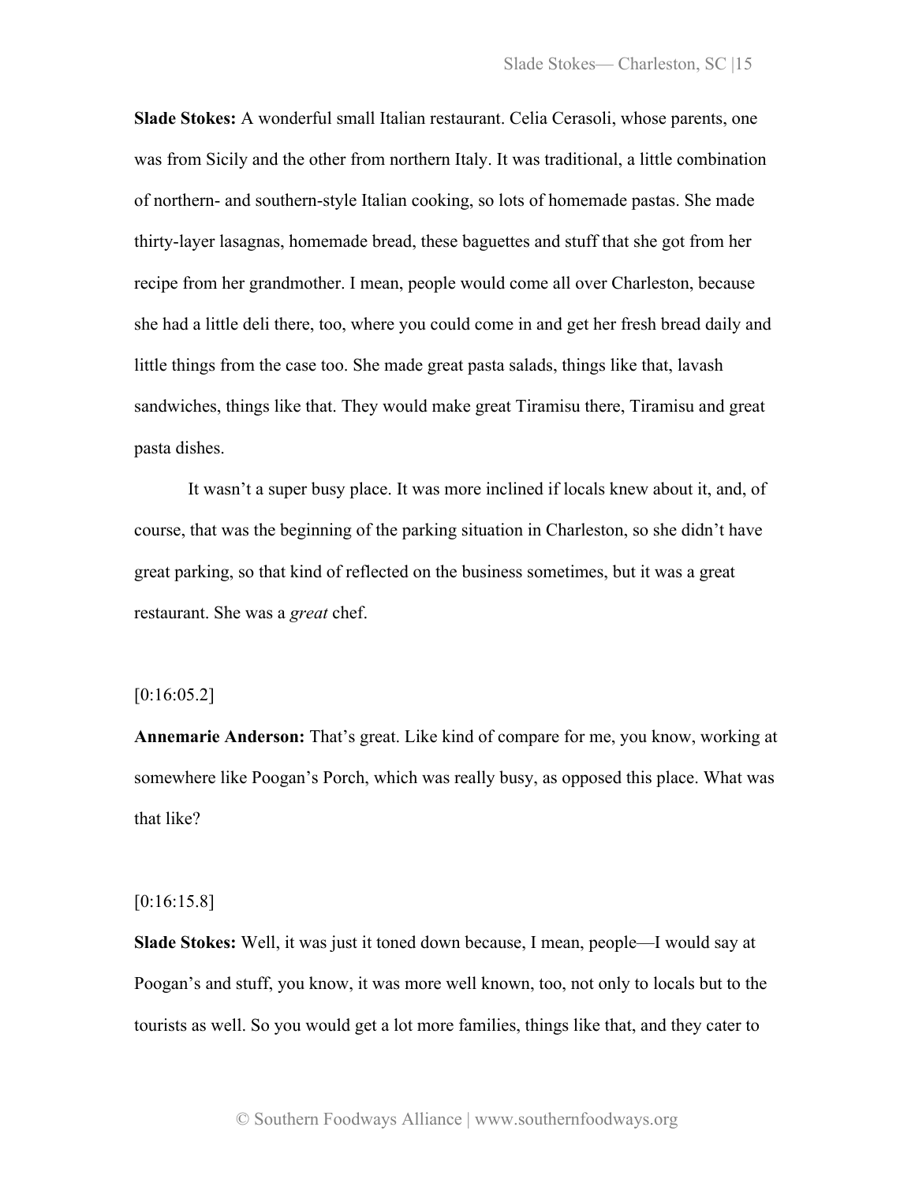**Slade Stokes:** A wonderful small Italian restaurant. Celia Cerasoli, whose parents, one was from Sicily and the other from northern Italy. It was traditional, a little combination of northern- and southern-style Italian cooking, so lots of homemade pastas. She made thirty-layer lasagnas, homemade bread, these baguettes and stuff that she got from her recipe from her grandmother. I mean, people would come all over Charleston, because she had a little deli there, too, where you could come in and get her fresh bread daily and little things from the case too. She made great pasta salads, things like that, lavash sandwiches, things like that. They would make great Tiramisu there, Tiramisu and great pasta dishes.

It wasn't a super busy place. It was more inclined if locals knew about it, and, of course, that was the beginning of the parking situation in Charleston, so she didn't have great parking, so that kind of reflected on the business sometimes, but it was a great restaurant. She was a *great* chef.

[0:16:05.2]

**Annemarie Anderson:** That's great. Like kind of compare for me, you know, working at somewhere like Poogan's Porch, which was really busy, as opposed this place. What was that like?

[0:16:15.8]

**Slade Stokes:** Well, it was just it toned down because, I mean, people—I would say at Poogan's and stuff, you know, it was more well known, too, not only to locals but to the tourists as well. So you would get a lot more families, things like that, and they cater to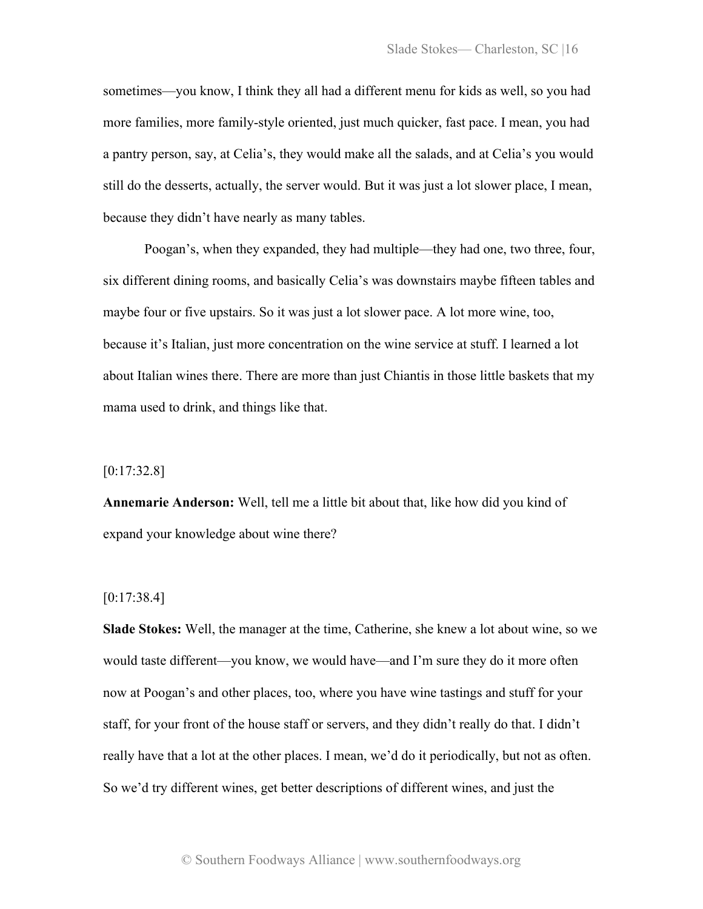sometimes—you know, I think they all had a different menu for kids as well, so you had more families, more family-style oriented, just much quicker, fast pace. I mean, you had a pantry person, say, at Celia's, they would make all the salads, and at Celia's you would still do the desserts, actually, the server would. But it was just a lot slower place, I mean, because they didn't have nearly as many tables.

Poogan's, when they expanded, they had multiple—they had one, two three, four, six different dining rooms, and basically Celia's was downstairs maybe fifteen tables and maybe four or five upstairs. So it was just a lot slower pace. A lot more wine, too, because it's Italian, just more concentration on the wine service at stuff. I learned a lot about Italian wines there. There are more than just Chiantis in those little baskets that my mama used to drink, and things like that.

[0:17:32.8]

**Annemarie Anderson:** Well, tell me a little bit about that, like how did you kind of expand your knowledge about wine there?

[0:17:38.4]

**Slade Stokes:** Well, the manager at the time, Catherine, she knew a lot about wine, so we would taste different—you know, we would have—and I'm sure they do it more often now at Poogan's and other places, too, where you have wine tastings and stuff for your staff, for your front of the house staff or servers, and they didn't really do that. I didn't really have that a lot at the other places. I mean, we'd do it periodically, but not as often. So we'd try different wines, get better descriptions of different wines, and just the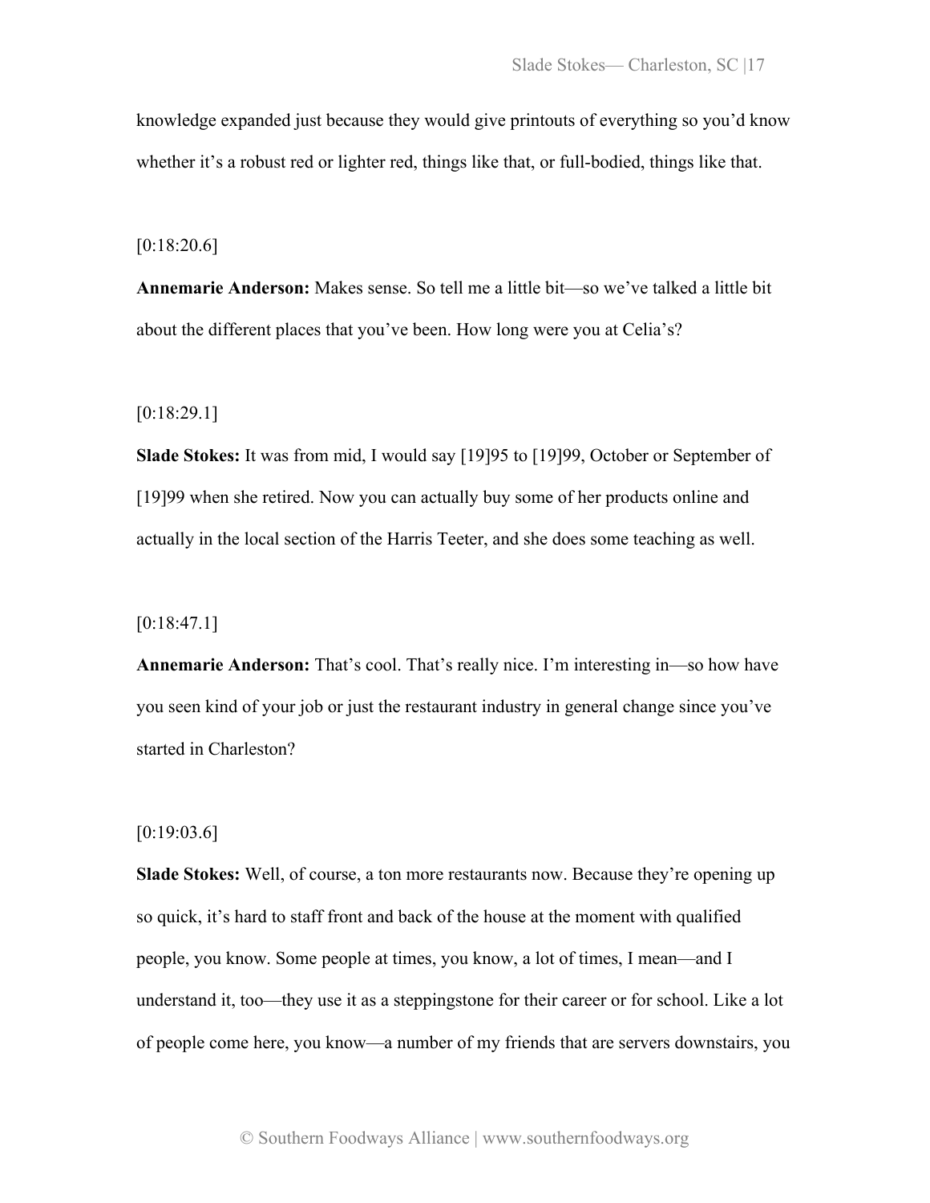knowledge expanded just because they would give printouts of everything so you'd know whether it's a robust red or lighter red, things like that, or full-bodied, things like that.

[0:18:20.6]

**Annemarie Anderson:** Makes sense. So tell me a little bit—so we've talked a little bit about the different places that you've been. How long were you at Celia's?

[0:18:29.1]

**Slade Stokes:** It was from mid, I would say [19]95 to [19]99, October or September of [19]99 when she retired. Now you can actually buy some of her products online and actually in the local section of the Harris Teeter, and she does some teaching as well.

[0:18:47.1]

**Annemarie Anderson:** That's cool. That's really nice. I'm interesting in—so how have you seen kind of your job or just the restaurant industry in general change since you've started in Charleston?

[0:19:03.6]

**Slade Stokes:** Well, of course, a ton more restaurants now. Because they're opening up so quick, it's hard to staff front and back of the house at the moment with qualified people, you know. Some people at times, you know, a lot of times, I mean—and I understand it, too—they use it as a steppingstone for their career or for school. Like a lot of people come here, you know—a number of my friends that are servers downstairs, you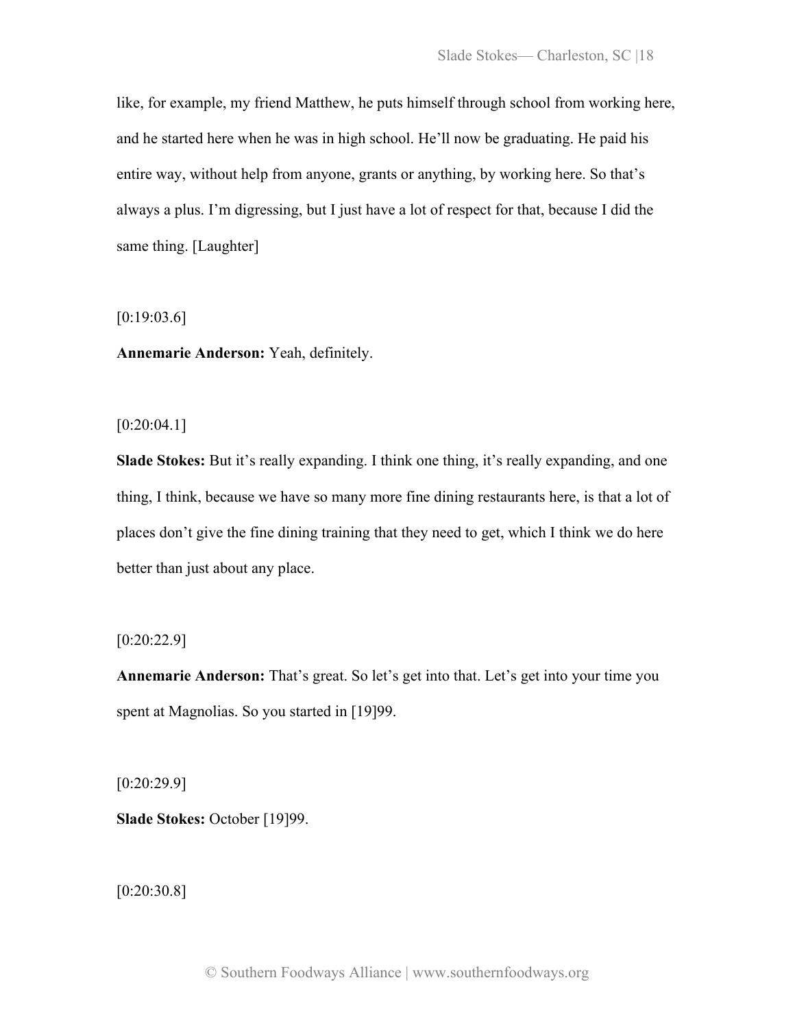like, for example, my friend Matthew, he puts himself through school from working here, and he started here when he was in high school. He'll now be graduating. He paid his entire way, without help from anyone, grants or anything, by working here. So that's always a plus. I'm digressing, but I just have a lot of respect for that, because I did the same thing. [Laughter]

[0:19:03.6]

**Annemarie Anderson:** Yeah, definitely.

[0:20:04.1]

**Slade Stokes:** But it's really expanding. I think one thing, it's really expanding, and one thing, I think, because we have so many more fine dining restaurants here, is that a lot of places don't give the fine dining training that they need to get, which I think we do here better than just about any place.

[0:20:22.9]

**Annemarie Anderson:** That's great. So let's get into that. Let's get into your time you spent at Magnolias. So you started in [19]99.

[0:20:29.9]

**Slade Stokes:** October [19]99.

[0:20:30.8]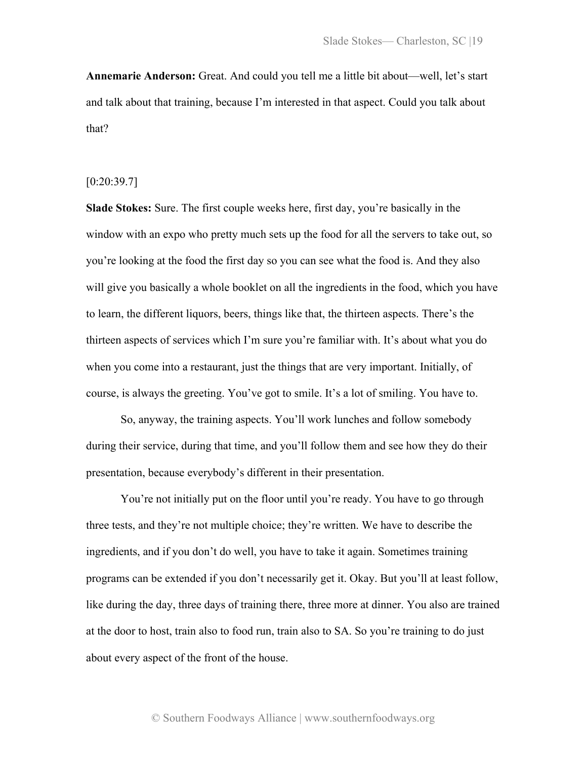**Annemarie Anderson:** Great. And could you tell me a little bit about—well, let's start and talk about that training, because I'm interested in that aspect. Could you talk about that?

[0:20:39.7]

**Slade Stokes:** Sure. The first couple weeks here, first day, you're basically in the window with an expo who pretty much sets up the food for all the servers to take out, so you're looking at the food the first day so you can see what the food is. And they also will give you basically a whole booklet on all the ingredients in the food, which you have to learn, the different liquors, beers, things like that, the thirteen aspects. There's the thirteen aspects of services which I'm sure you're familiar with. It's about what you do when you come into a restaurant, just the things that are very important. Initially, of course, is always the greeting. You've got to smile. It's a lot of smiling. You have to.

So, anyway, the training aspects. You'll work lunches and follow somebody during their service, during that time, and you'll follow them and see how they do their presentation, because everybody's different in their presentation.

You're not initially put on the floor until you're ready. You have to go through three tests, and they're not multiple choice; they're written. We have to describe the ingredients, and if you don't do well, you have to take it again. Sometimes training programs can be extended if you don't necessarily get it. Okay. But you'll at least follow, like during the day, three days of training there, three more at dinner. You also are trained at the door to host, train also to food run, train also to SA. So you're training to do just about every aspect of the front of the house.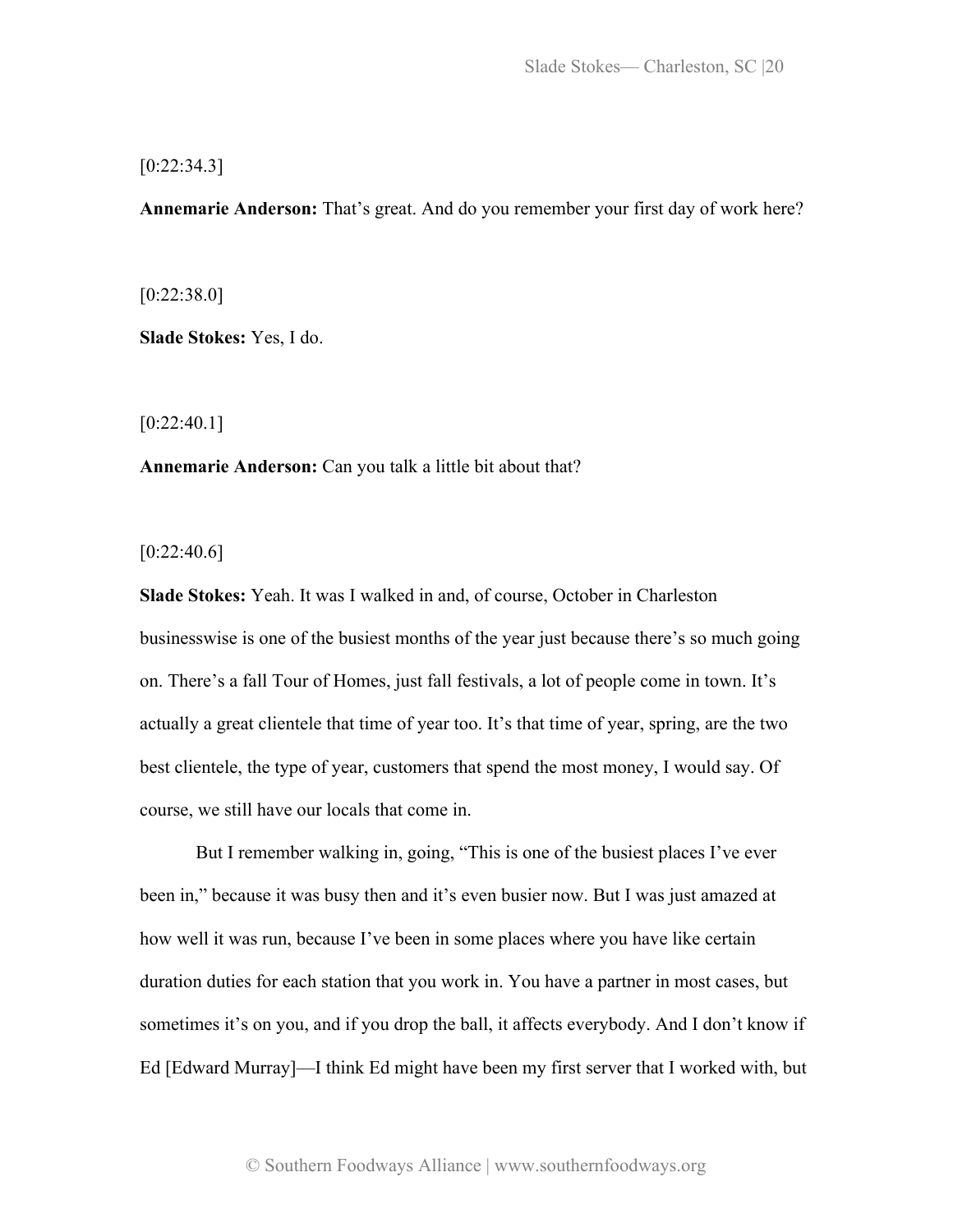[0:22:34.3]

**Annemarie Anderson:** That's great. And do you remember your first day of work here?

[0:22:38.0]

**Slade Stokes:** Yes, I do.

[0:22:40.1]

**Annemarie Anderson:** Can you talk a little bit about that?

[0:22:40.6]

**Slade Stokes:** Yeah. It was I walked in and, of course, October in Charleston businesswise is one of the busiest months of the year just because there's so much going on. There's a fall Tour of Homes, just fall festivals, a lot of people come in town. It's actually a great clientele that time of year too. It's that time of year, spring, are the two best clientele, the type of year, customers that spend the most money, I would say. Of course, we still have our locals that come in.

But I remember walking in, going, "This is one of the busiest places I've ever been in," because it was busy then and it's even busier now. But I was just amazed at how well it was run, because I've been in some places where you have like certain duration duties for each station that you work in. You have a partner in most cases, but sometimes it's on you, and if you drop the ball, it affects everybody. And I don't know if Ed [Edward Murray]—I think Ed might have been my first server that I worked with, but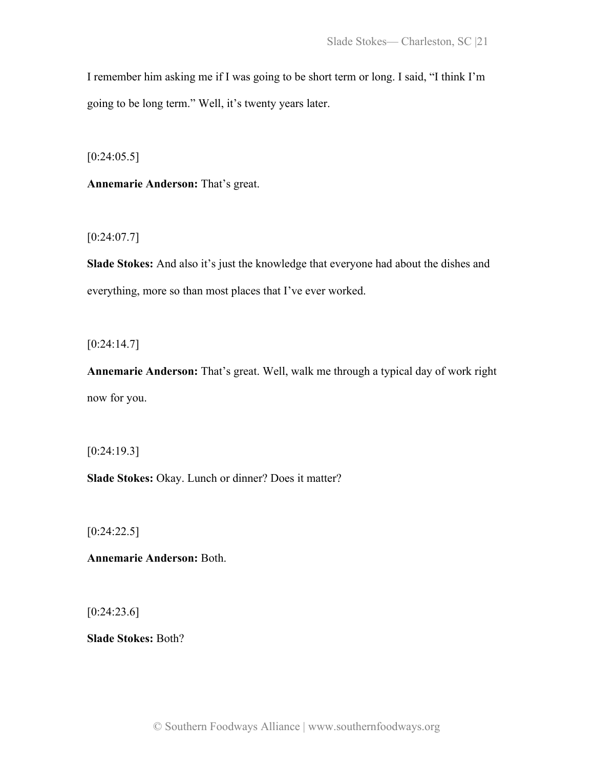I remember him asking me if I was going to be short term or long. I said, "I think I'm going to be long term." Well, it's twenty years later.

[0:24:05.5]

**Annemarie Anderson:** That's great.

[0:24:07.7]

**Slade Stokes:** And also it's just the knowledge that everyone had about the dishes and everything, more so than most places that I've ever worked.

[0:24:14.7]

**Annemarie Anderson:** That's great. Well, walk me through a typical day of work right now for you.

[0:24:19.3]

**Slade Stokes:** Okay. Lunch or dinner? Does it matter?

[0:24:22.5]

**Annemarie Anderson:** Both.

[0:24:23.6]

**Slade Stokes:** Both?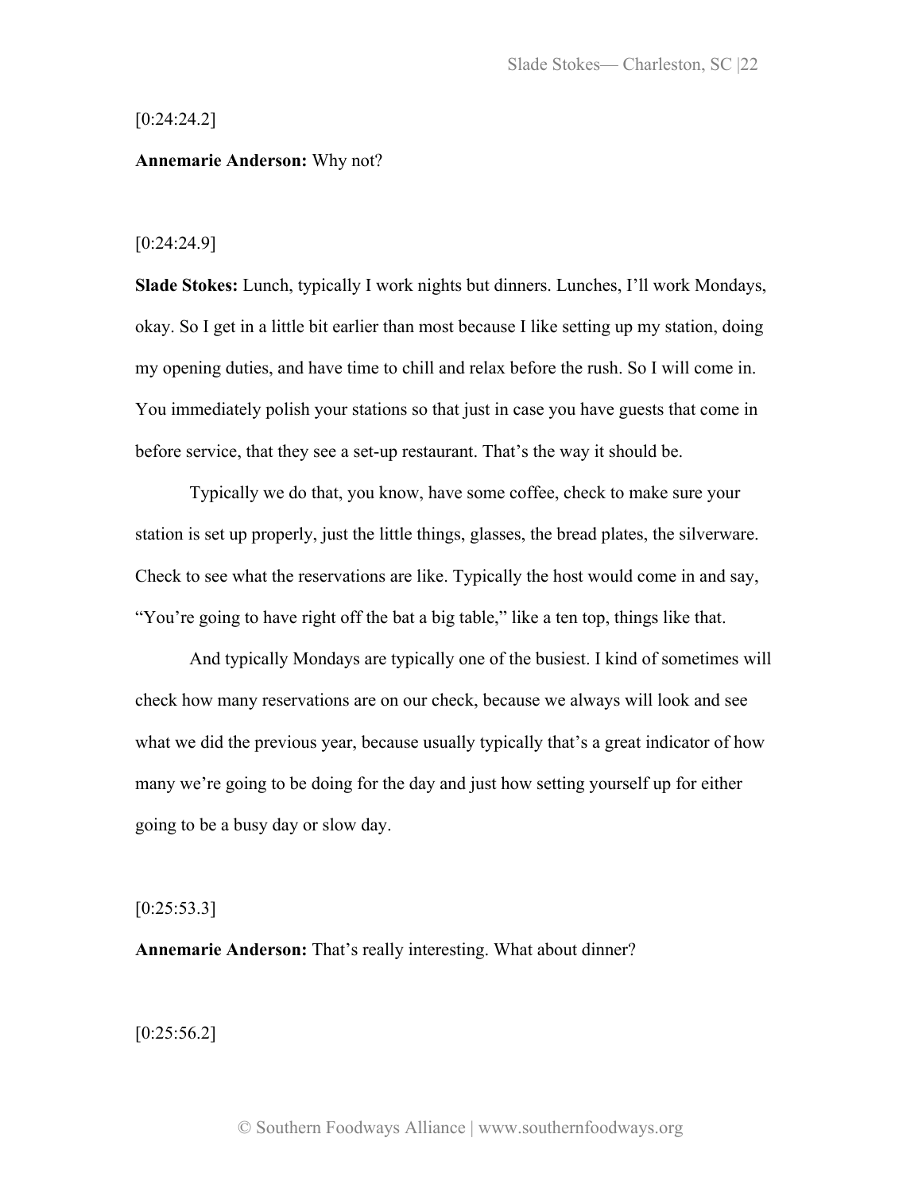[0:24:24.2]

**Annemarie Anderson:** Why not?

[0:24:24.9]

**Slade Stokes:** Lunch, typically I work nights but dinners. Lunches, I'll work Mondays, okay. So I get in a little bit earlier than most because I like setting up my station, doing my opening duties, and have time to chill and relax before the rush. So I will come in. You immediately polish your stations so that just in case you have guests that come in before service, that they see a set-up restaurant. That's the way it should be.

Typically we do that, you know, have some coffee, check to make sure your station is set up properly, just the little things, glasses, the bread plates, the silverware. Check to see what the reservations are like. Typically the host would come in and say, "You're going to have right off the bat a big table," like a ten top, things like that.

And typically Mondays are typically one of the busiest. I kind of sometimes will check how many reservations are on our check, because we always will look and see what we did the previous year, because usually typically that's a great indicator of how many we're going to be doing for the day and just how setting yourself up for either going to be a busy day or slow day.

[0:25:53.3]

**Annemarie Anderson:** That's really interesting. What about dinner?

[0:25:56.2]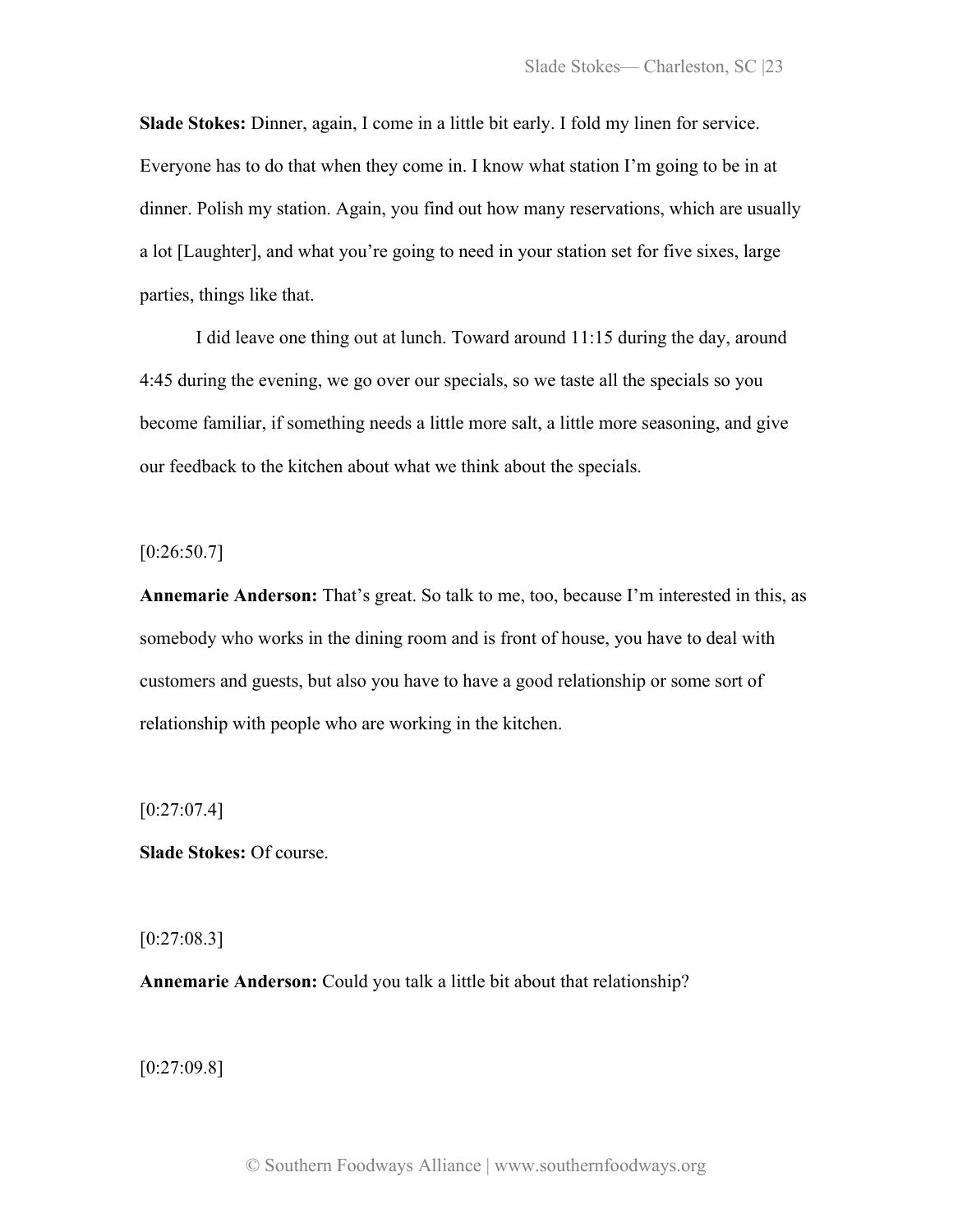**Slade Stokes:** Dinner, again, I come in a little bit early. I fold my linen for service. Everyone has to do that when they come in. I know what station I'm going to be in at dinner. Polish my station. Again, you find out how many reservations, which are usually a lot [Laughter], and what you're going to need in your station set for five sixes, large parties, things like that.

I did leave one thing out at lunch. Toward around 11:15 during the day, around 4:45 during the evening, we go over our specials, so we taste all the specials so you become familiar, if something needs a little more salt, a little more seasoning, and give our feedback to the kitchen about what we think about the specials.

[0:26:50.7]

**Annemarie Anderson:** That's great. So talk to me, too, because I'm interested in this, as somebody who works in the dining room and is front of house, you have to deal with customers and guests, but also you have to have a good relationship or some sort of relationship with people who are working in the kitchen.

[0:27:07.4]

**Slade Stokes:** Of course.

[0:27:08.3]

**Annemarie Anderson:** Could you talk a little bit about that relationship?

[0:27:09.8]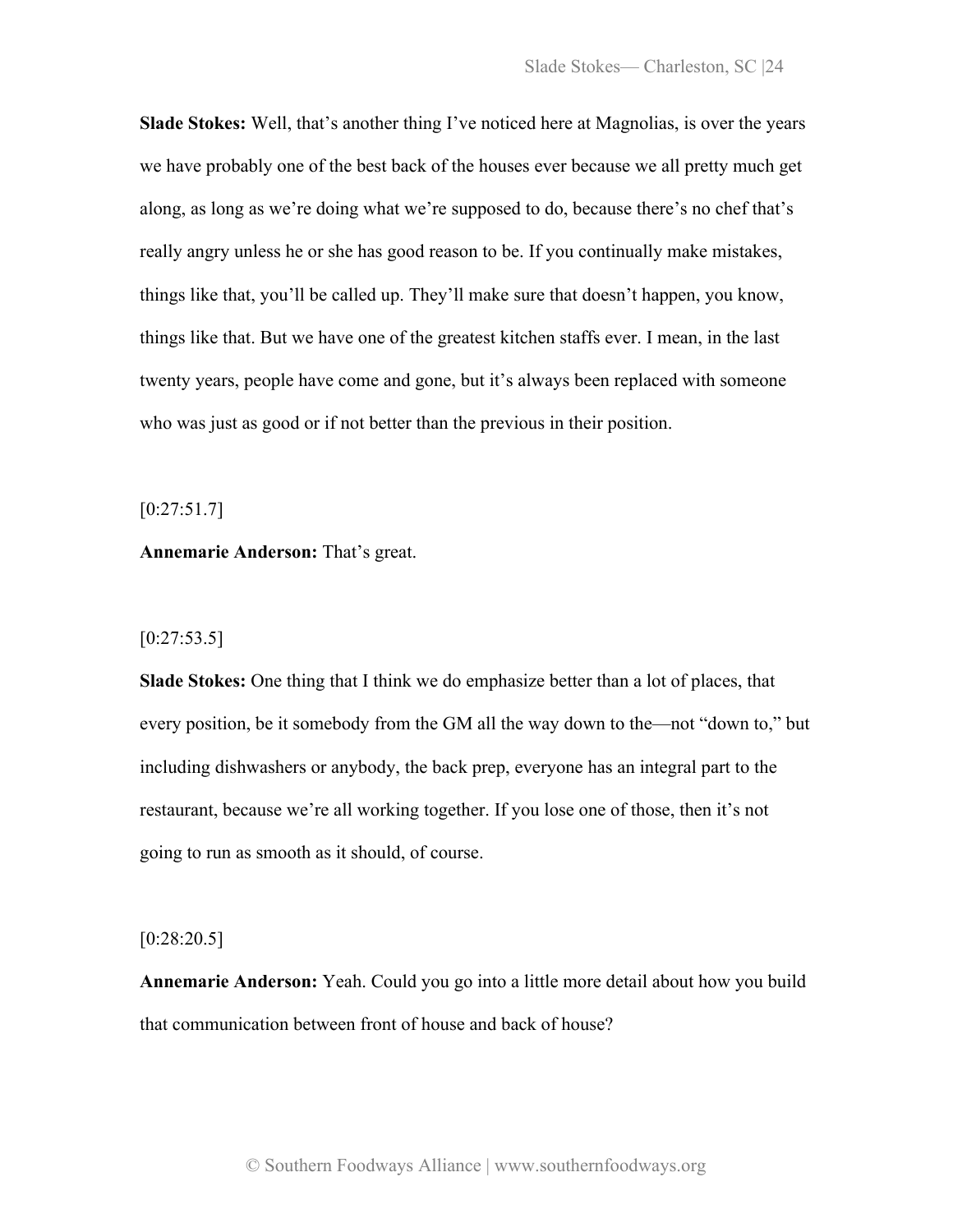**Slade Stokes:** Well, that's another thing I've noticed here at Magnolias, is over the years we have probably one of the best back of the houses ever because we all pretty much get along, as long as we're doing what we're supposed to do, because there's no chef that's really angry unless he or she has good reason to be. If you continually make mistakes, things like that, you'll be called up. They'll make sure that doesn't happen, you know, things like that. But we have one of the greatest kitchen staffs ever. I mean, in the last twenty years, people have come and gone, but it's always been replaced with someone who was just as good or if not better than the previous in their position.

[0:27:51.7]

**Annemarie Anderson:** That's great.

[0:27:53.5]

**Slade Stokes:** One thing that I think we do emphasize better than a lot of places, that every position, be it somebody from the GM all the way down to the—not "down to," but including dishwashers or anybody, the back prep, everyone has an integral part to the restaurant, because we're all working together. If you lose one of those, then it's not going to run as smooth as it should, of course.

[0:28:20.5]

**Annemarie Anderson:** Yeah. Could you go into a little more detail about how you build that communication between front of house and back of house?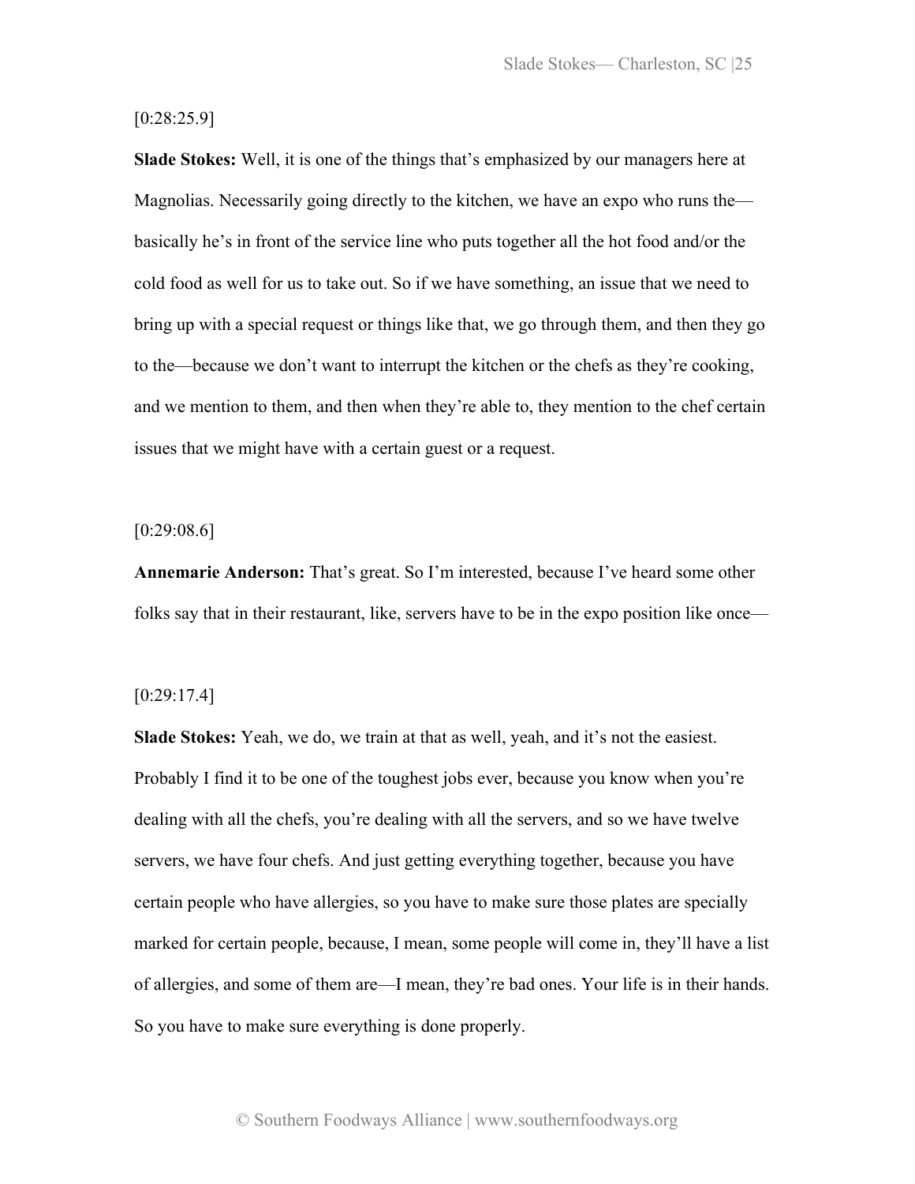[0:28:25.9]

**Slade Stokes:** Well, it is one of the things that's emphasized by our managers here at Magnolias. Necessarily going directly to the kitchen, we have an expo who runs the—basically he's in front of the service line who puts together all the hot food and/or the cold food as well for us to take out. So if we have something, an issue that we need to bring up with a special request or things like that, we go through them, and then they go to the—because we don't want to interrupt the kitchen or the chefs as they're cooking, and we mention to them, and then when they're able to, they mention to the chef certain issues that we might have with a certain guest or a request.

[0:29:08.6]

**Annemarie Anderson:** That's great. So I'm interested, because I've heard some other folks say that in their restaurant, like, servers have to be in the expo position like once—

[0:29:17.4]

**Slade Stokes:** Yeah, we do, we train at that as well, yeah, and it's not the easiest. Probably I find it to be one of the toughest jobs ever, because you know when you're dealing with all the chefs, you're dealing with all the servers, and so we have twelve servers, we have four chefs. And just getting everything together, because you have certain people who have allergies, so you have to make sure those plates are specially marked for certain people, because, I mean, some people will come in, they'll have a list of allergies, and some of them are—I mean, they're bad ones. Your life is in their hands. So you have to make sure everything is done properly.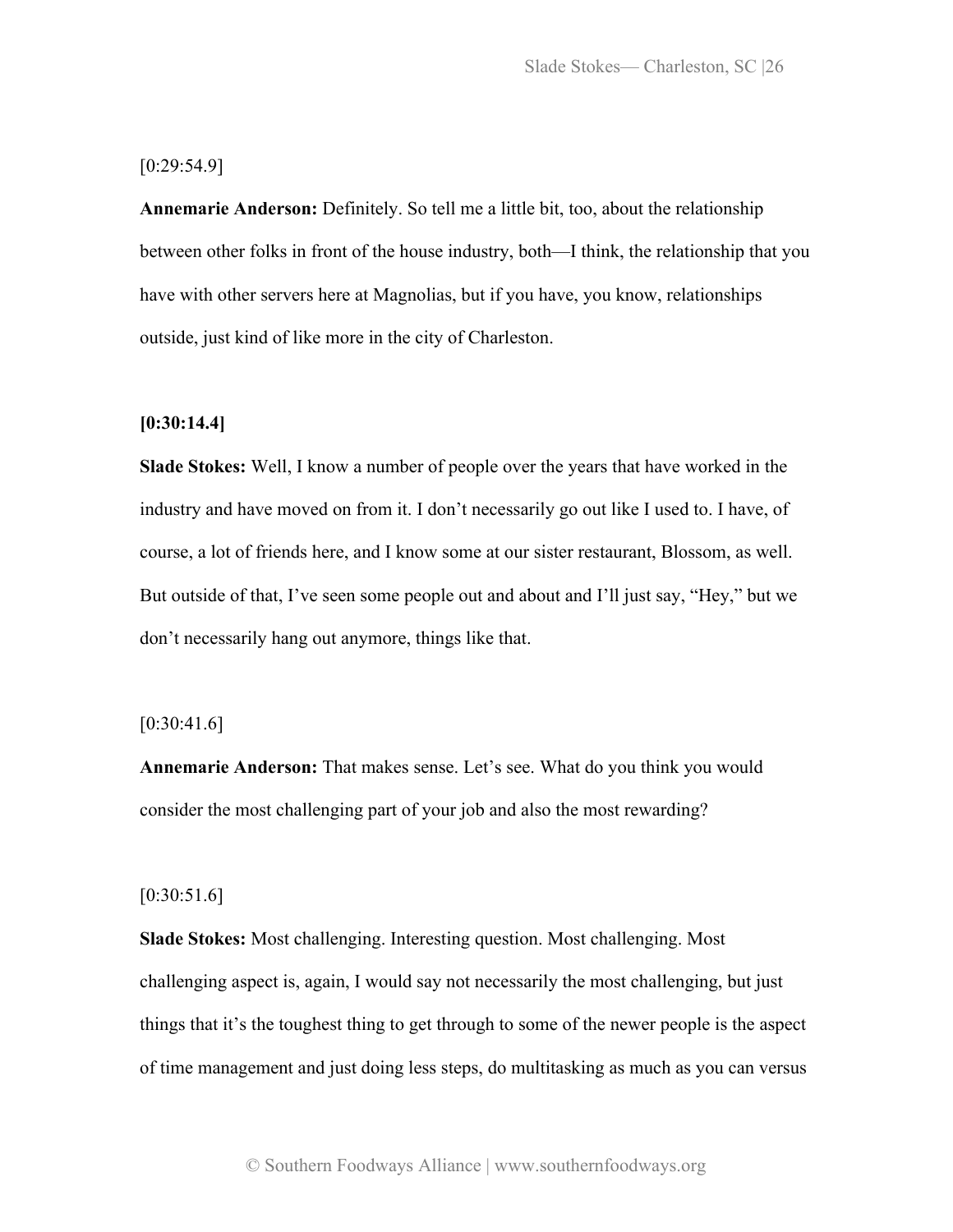[0:29:54.9]

**Annemarie Anderson:** Definitely. So tell me a little bit, too, about the relationship between other folks in front of the house industry, both—I think, the relationship that you have with other servers here at Magnolias, but if you have, you know, relationships outside, just kind of like more in the city of Charleston.

**[0:30:14.4]**

**Slade Stokes:** Well, I know a number of people over the years that have worked in the industry and have moved on from it. I don't necessarily go out like I used to. I have, of course, a lot of friends here, and I know some at our sister restaurant, Blossom, as well. But outside of that, I've seen some people out and about and I'll just say, "Hey," but we don't necessarily hang out anymore, things like that.

[0:30:41.6]

**Annemarie Anderson:** That makes sense. Let's see. What do you think you would consider the most challenging part of your job and also the most rewarding?

[0:30:51.6]

**Slade Stokes:** Most challenging. Interesting question. Most challenging. Most challenging aspect is, again, I would say not necessarily the most challenging, but just things that it's the toughest thing to get through to some of the newer people is the aspect of time management and just doing less steps, do multitasking as much as you can versus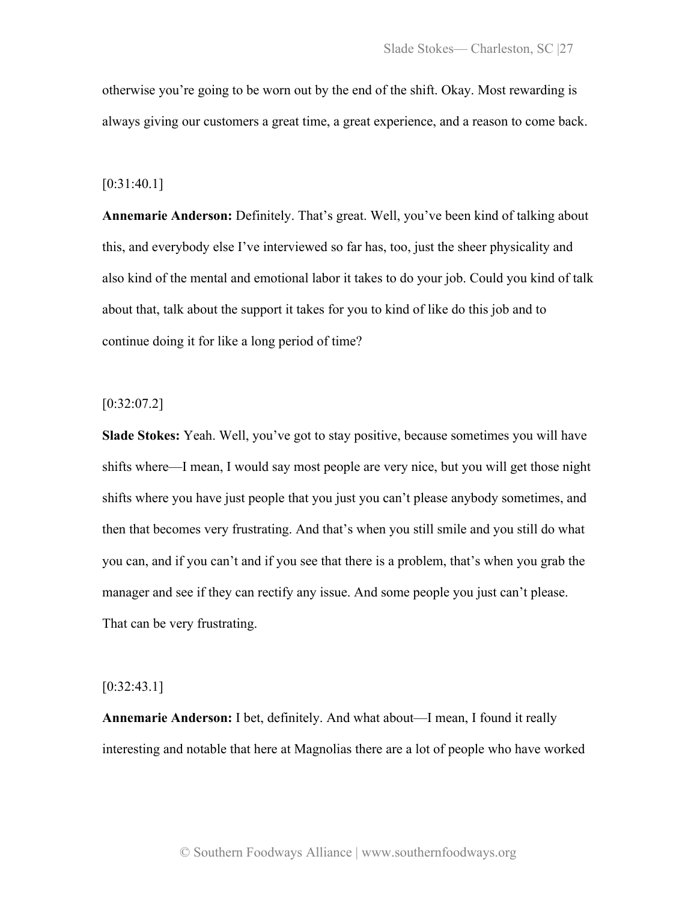otherwise you're going to be worn out by the end of the shift. Okay. Most rewarding is always giving our customers a great time, a great experience, and a reason to come back.

[0:31:40.1]

**Annemarie Anderson:** Definitely. That's great. Well, you've been kind of talking about this, and everybody else I've interviewed so far has, too, just the sheer physicality and also kind of the mental and emotional labor it takes to do your job. Could you kind of talk about that, talk about the support it takes for you to kind of like do this job and to continue doing it for like a long period of time?

[0:32:07.2]

**Slade Stokes:** Yeah. Well, you've got to stay positive, because sometimes you will have shifts where—I mean, I would say most people are very nice, but you will get those night shifts where you have just people that you just you can't please anybody sometimes, and then that becomes very frustrating. And that's when you still smile and you still do what you can, and if you can't and if you see that there is a problem, that's when you grab the manager and see if they can rectify any issue. And some people you just can't please. That can be very frustrating.

[0:32:43.1]

**Annemarie Anderson:** I bet, definitely. And what about—I mean, I found it really interesting and notable that here at Magnolias there are a lot of people who have worked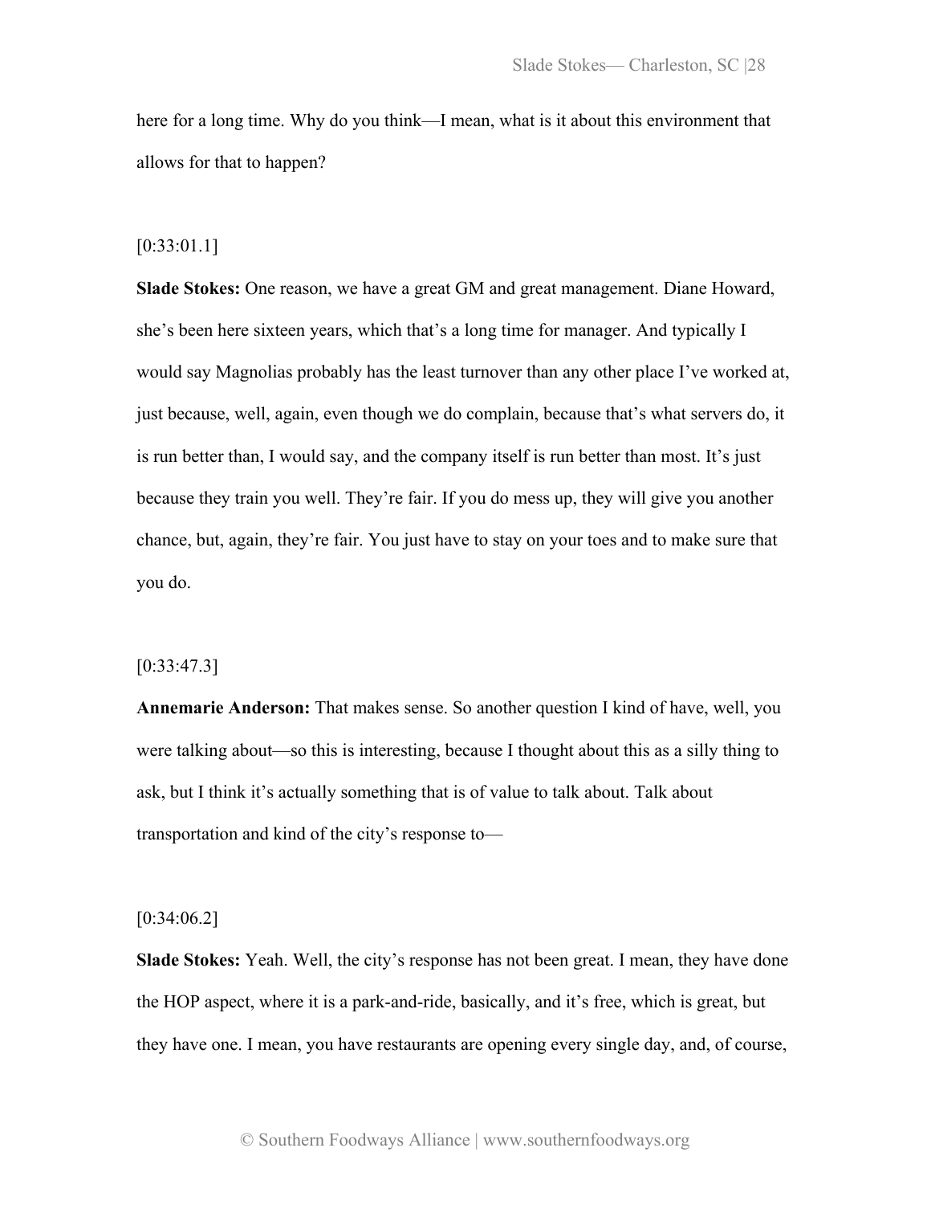here for a long time. Why do you think—I mean, what is it about this environment that allows for that to happen?

[0:33:01.1]

**Slade Stokes:** One reason, we have a great GM and great management. Diane Howard, she's been here sixteen years, which that's a long time for manager. And typically I would say Magnolias probably has the least turnover than any other place I've worked at, just because, well, again, even though we do complain, because that's what servers do, it is run better than, I would say, and the company itself is run better than most. It's just because they train you well. They're fair. If you do mess up, they will give you another chance, but, again, they're fair. You just have to stay on your toes and to make sure that you do.

[0:33:47.3]

**Annemarie Anderson:** That makes sense. So another question I kind of have, well, you were talking about—so this is interesting, because I thought about this as a silly thing to ask, but I think it's actually something that is of value to talk about. Talk about transportation and kind of the city's response to—

[0:34:06.2]

**Slade Stokes:** Yeah. Well, the city's response has not been great. I mean, they have done the HOP aspect, where it is a park-and-ride, basically, and it's free, which is great, but they have one. I mean, you have restaurants are opening every single day, and, of course,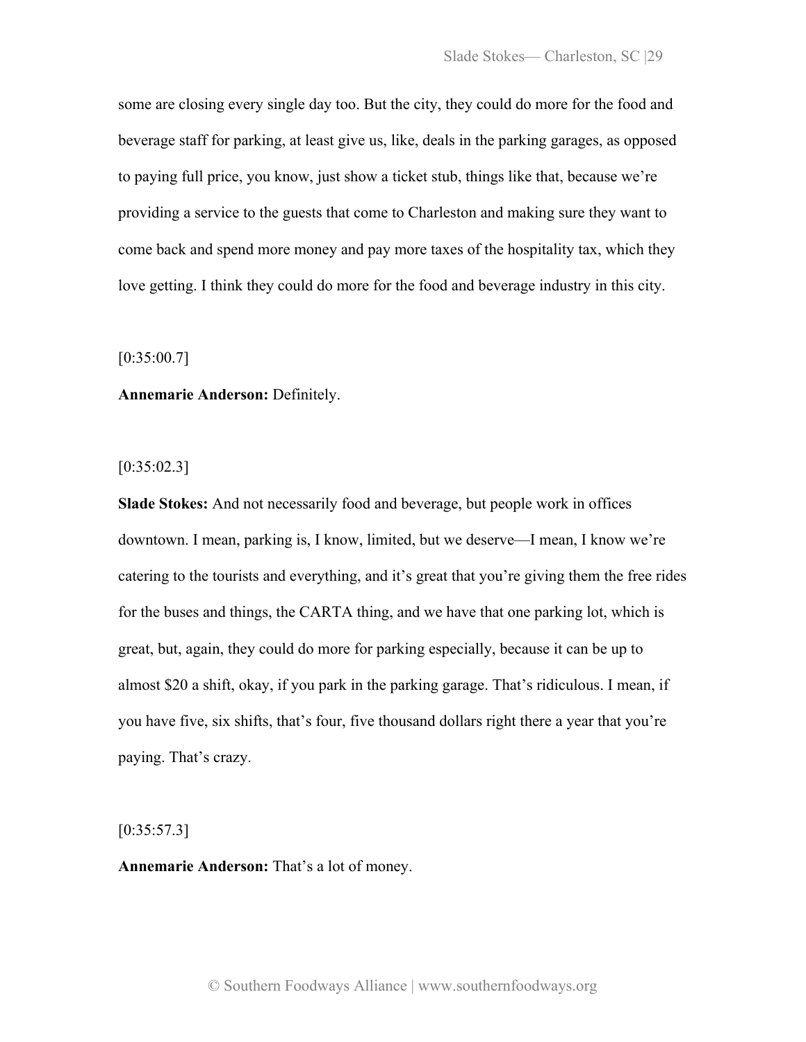some are closing every single day too. But the city, they could do more for the food and beverage staff for parking, at least give us, like, deals in the parking garages, as opposed to paying full price, you know, just show a ticket stub, things like that, because we're providing a service to the guests that come to Charleston and making sure they want to come back and spend more money and pay more taxes of the hospitality tax, which they love getting. I think they could do more for the food and beverage industry in this city.

[0:35:00.7]

**Annemarie Anderson:** Definitely.

[0:35:02.3]

**Slade Stokes:** And not necessarily food and beverage, but people work in offices downtown. I mean, parking is, I know, limited, but we deserve—I mean, I know we're catering to the tourists and everything, and it's great that you're giving them the free rides for the buses and things, the CARTA thing, and we have that one parking lot, which is great, but, again, they could do more for parking especially, because it can be up to almost $20 a shift, okay, if you park in the parking garage. That's ridiculous. I mean, if you have five, six shifts, that's four, five thousand dollars right there a year that you're paying. That's crazy.

[0:35:57.3]

**Annemarie Anderson:** That's a lot of money.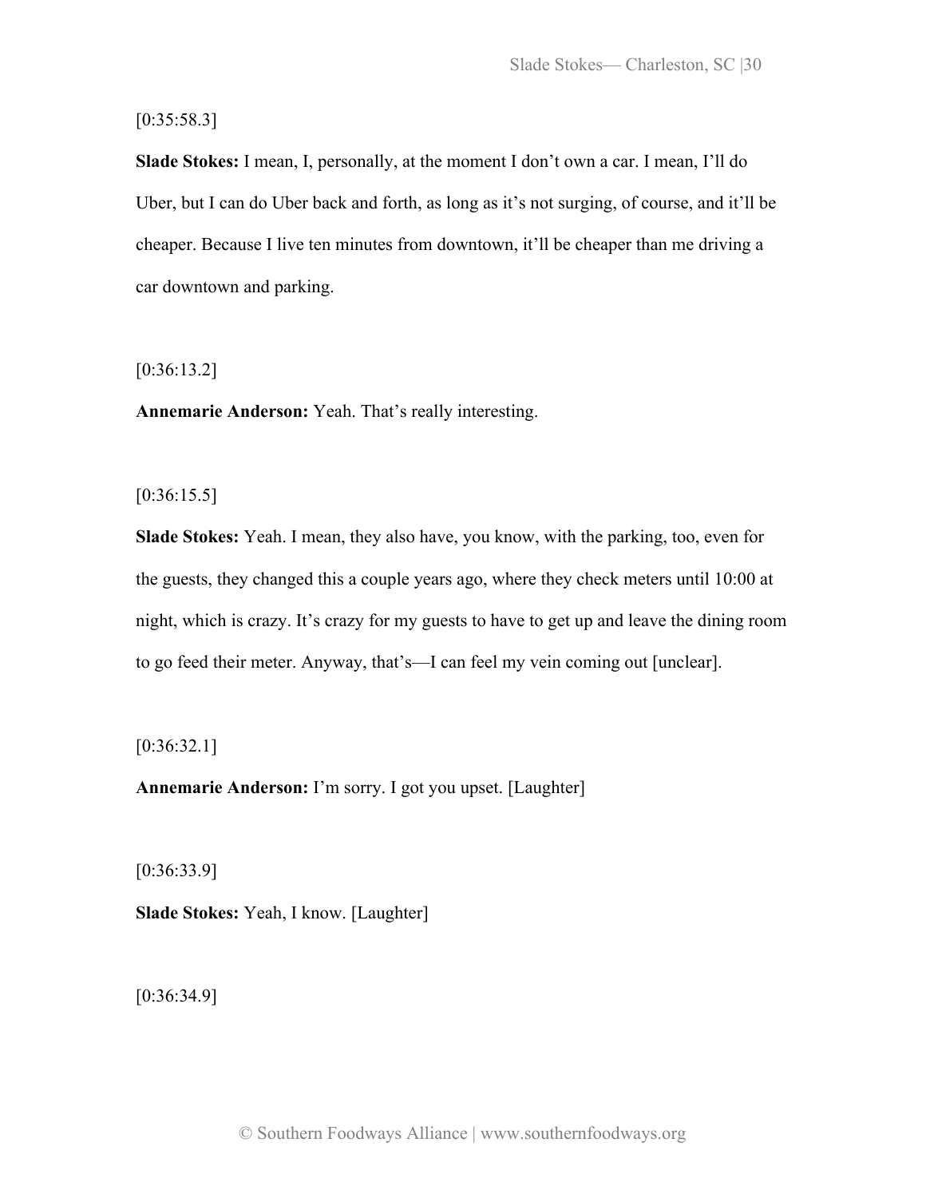[0:35:58.3]

**Slade Stokes:** I mean, I, personally, at the moment I don't own a car. I mean, I'll do Uber, but I can do Uber back and forth, as long as it's not surging, of course, and it'll be cheaper. Because I live ten minutes from downtown, it'll be cheaper than me driving a car downtown and parking.

[0:36:13.2]

**Annemarie Anderson:** Yeah. That's really interesting.

[0:36:15.5]

**Slade Stokes:** Yeah. I mean, they also have, you know, with the parking, too, even for the guests, they changed this a couple years ago, where they check meters until 10:00 at night, which is crazy. It's crazy for my guests to have to get up and leave the dining room to go feed their meter. Anyway, that's—I can feel my vein coming out [unclear].

[0:36:32.1]

**Annemarie Anderson:** I'm sorry. I got you upset. [Laughter]

[0:36:33.9]

**Slade Stokes:** Yeah, I know. [Laughter]

[0:36:34.9]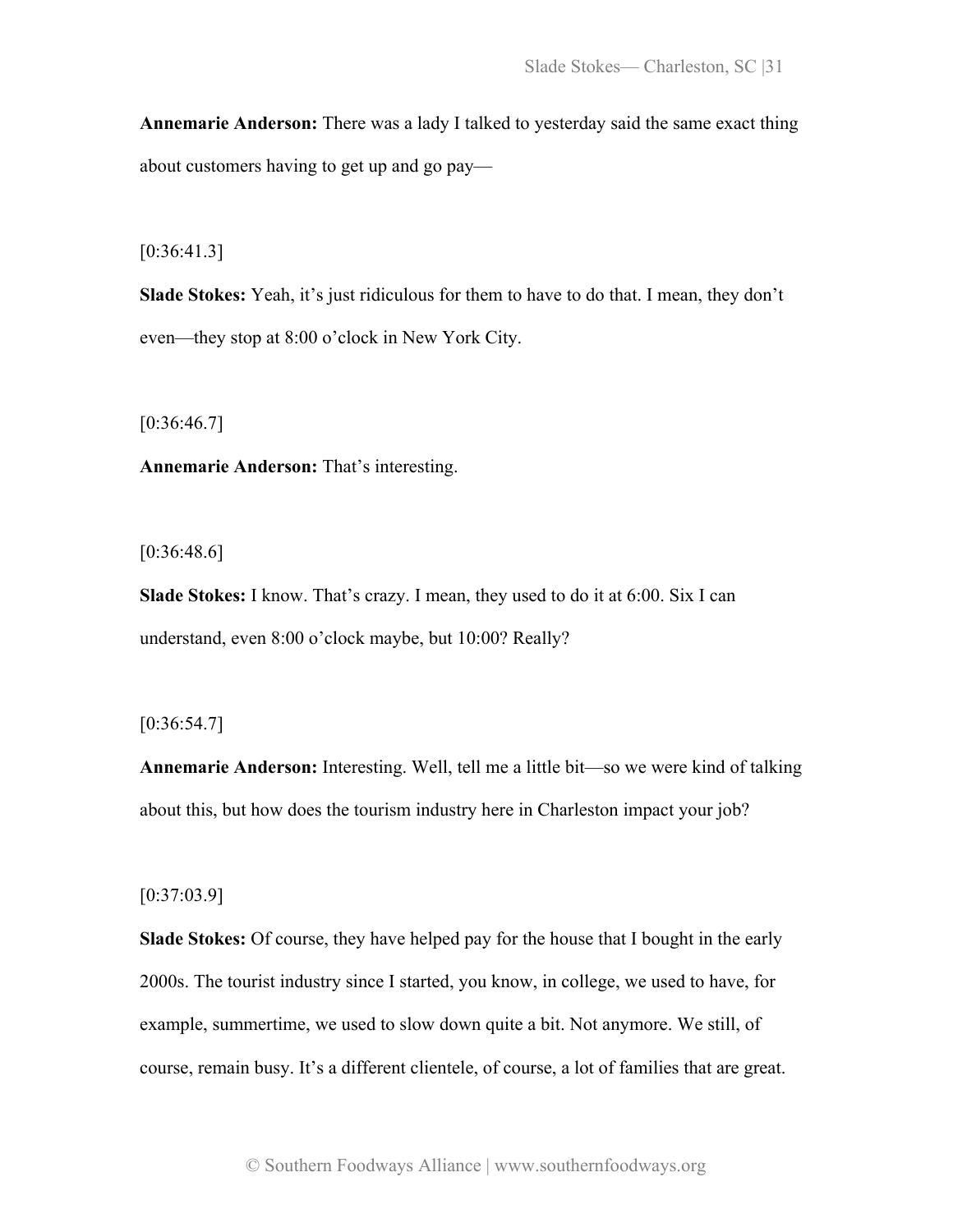**Annemarie Anderson:** There was a lady I talked to yesterday said the same exact thing about customers having to get up and go pay—

[0:36:41.3]

**Slade Stokes:** Yeah, it's just ridiculous for them to have to do that. I mean, they don't even—they stop at 8:00 o'clock in New York City.

[0:36:46.7]

**Annemarie Anderson:** That's interesting.

[0:36:48.6]

**Slade Stokes:** I know. That's crazy. I mean, they used to do it at 6:00. Six I can understand, even 8:00 o'clock maybe, but 10:00? Really?

[0:36:54.7]

**Annemarie Anderson:** Interesting. Well, tell me a little bit—so we were kind of talking about this, but how does the tourism industry here in Charleston impact your job?

[0:37:03.9]

**Slade Stokes:** Of course, they have helped pay for the house that I bought in the early 2000s. The tourist industry since I started, you know, in college, we used to have, for example, summertime, we used to slow down quite a bit. Not anymore. We still, of course, remain busy. It's a different clientele, of course, a lot of families that are great.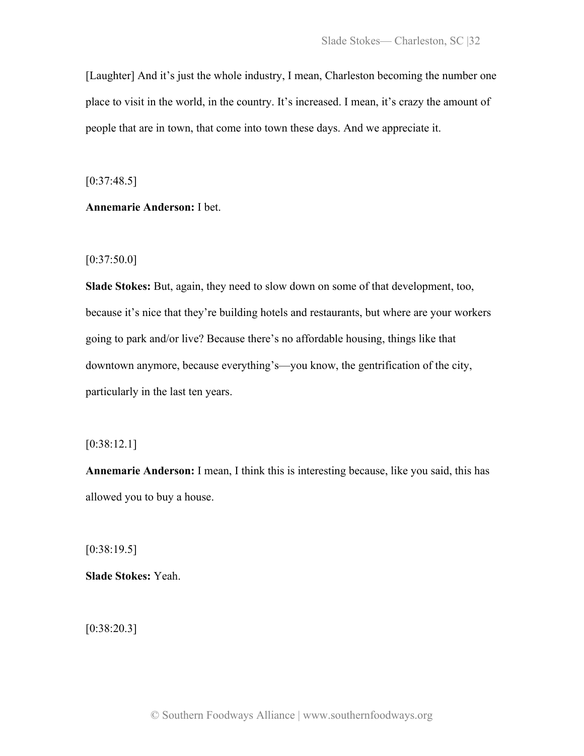[Laughter] And it's just the whole industry, I mean, Charleston becoming the number one place to visit in the world, in the country. It's increased. I mean, it's crazy the amount of people that are in town, that come into town these days. And we appreciate it.

[0:37:48.5]

**Annemarie Anderson:** I bet.

[0:37:50.0]

**Slade Stokes:** But, again, they need to slow down on some of that development, too, because it's nice that they're building hotels and restaurants, but where are your workers going to park and/or live? Because there's no affordable housing, things like that downtown anymore, because everything's—you know, the gentrification of the city, particularly in the last ten years.

[0:38:12.1]

**Annemarie Anderson:** I mean, I think this is interesting because, like you said, this has allowed you to buy a house.

[0:38:19.5]

**Slade Stokes:** Yeah.

[0:38:20.3]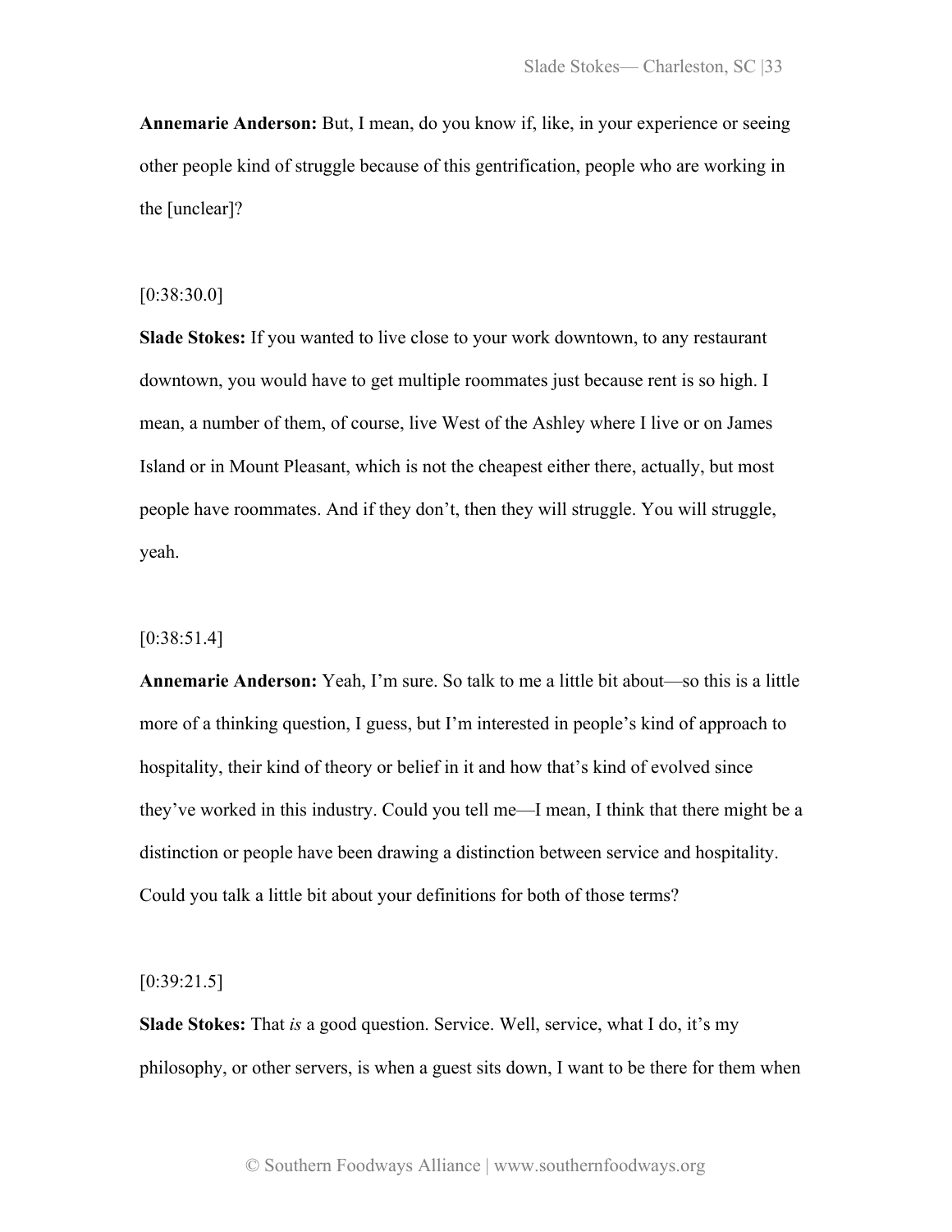**Annemarie Anderson:** But, I mean, do you know if, like, in your experience or seeing other people kind of struggle because of this gentrification, people who are working in the [unclear]?

[0:38:30.0]

**Slade Stokes:** If you wanted to live close to your work downtown, to any restaurant downtown, you would have to get multiple roommates just because rent is so high. I mean, a number of them, of course, live West of the Ashley where I live or on James Island or in Mount Pleasant, which is not the cheapest either there, actually, but most people have roommates. And if they don't, then they will struggle. You will struggle, yeah.

[0:38:51.4]

**Annemarie Anderson:** Yeah, I'm sure. So talk to me a little bit about—so this is a little more of a thinking question, I guess, but I'm interested in people's kind of approach to hospitality, their kind of theory or belief in it and how that's kind of evolved since they've worked in this industry. Could you tell me—I mean, I think that there might be a distinction or people have been drawing a distinction between service and hospitality. Could you talk a little bit about your definitions for both of those terms?

[0:39:21.5]

**Slade Stokes:** That *is* a good question. Service. Well, service, what I do, it's my philosophy, or other servers, is when a guest sits down, I want to be there for them when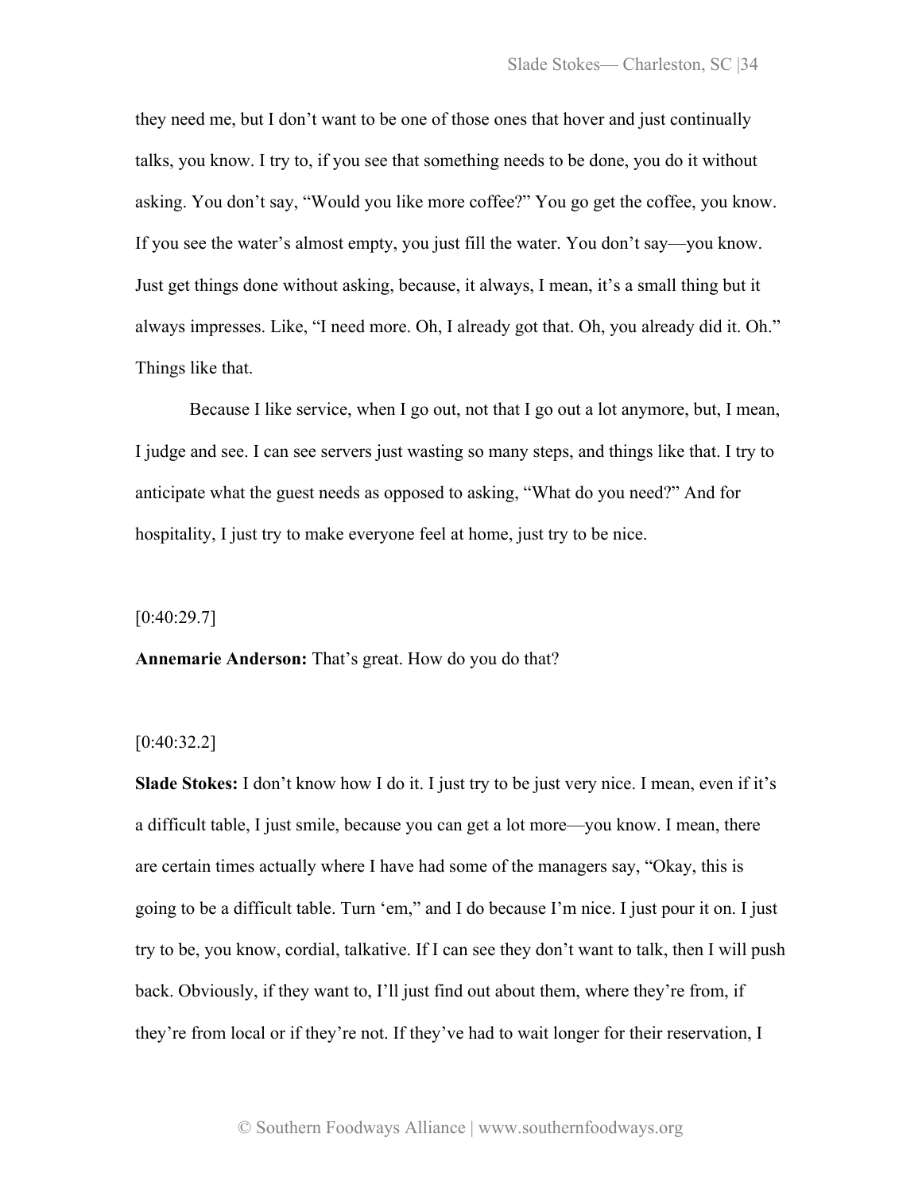they need me, but I don't want to be one of those ones that hover and just continually talks, you know. I try to, if you see that something needs to be done, you do it without asking. You don't say, "Would you like more coffee?" You go get the coffee, you know. If you see the water's almost empty, you just fill the water. You don't say—you know. Just get things done without asking, because, it always, I mean, it's a small thing but it always impresses. Like, "I need more. Oh, I already got that. Oh, you already did it. Oh." Things like that.

Because I like service, when I go out, not that I go out a lot anymore, but, I mean, I judge and see. I can see servers just wasting so many steps, and things like that. I try to anticipate what the guest needs as opposed to asking, "What do you need?" And for hospitality, I just try to make everyone feel at home, just try to be nice.

[0:40:29.7]

**Annemarie Anderson:** That's great. How do you do that?

[0:40:32.2]

**Slade Stokes:** I don't know how I do it. I just try to be just very nice. I mean, even if it's a difficult table, I just smile, because you can get a lot more—you know. I mean, there are certain times actually where I have had some of the managers say, "Okay, this is going to be a difficult table. Turn 'em," and I do because I'm nice. I just pour it on. I just try to be, you know, cordial, talkative. If I can see they don't want to talk, then I will push back. Obviously, if they want to, I'll just find out about them, where they're from, if they're from local or if they're not. If they've had to wait longer for their reservation, I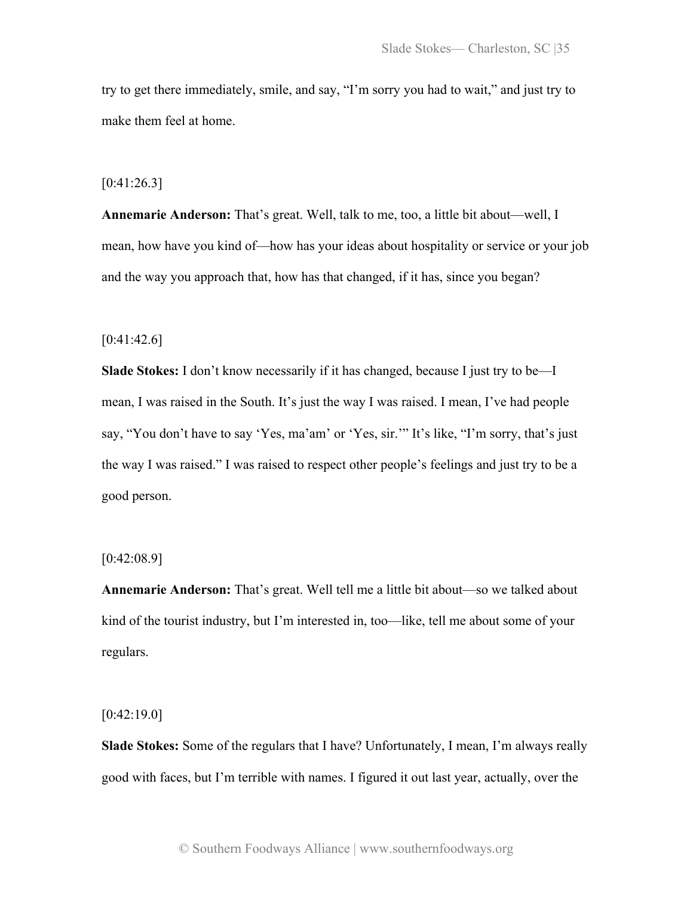try to get there immediately, smile, and say, "I'm sorry you had to wait," and just try to make them feel at home.

[0:41:26.3]

**Annemarie Anderson:** That's great. Well, talk to me, too, a little bit about—well, I mean, how have you kind of—how has your ideas about hospitality or service or your job and the way you approach that, how has that changed, if it has, since you began?

[0:41:42.6]

**Slade Stokes:** I don't know necessarily if it has changed, because I just try to be—I mean, I was raised in the South. It's just the way I was raised. I mean, I've had people say, "You don't have to say 'Yes, ma'am' or 'Yes, sir.'" It's like, "I'm sorry, that's just the way I was raised." I was raised to respect other people's feelings and just try to be a good person.

[0:42:08.9]

**Annemarie Anderson:** That's great. Well tell me a little bit about—so we talked about kind of the tourist industry, but I'm interested in, too—like, tell me about some of your regulars.

[0:42:19.0]

**Slade Stokes:** Some of the regulars that I have? Unfortunately, I mean, I'm always really good with faces, but I'm terrible with names. I figured it out last year, actually, over the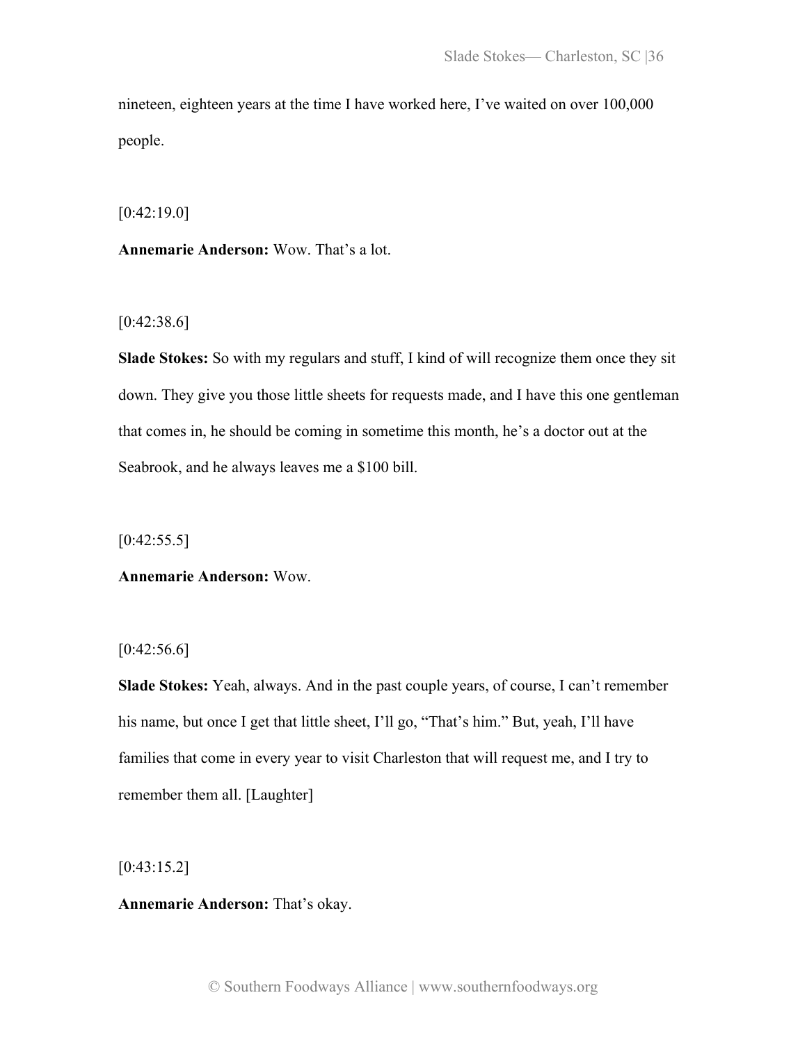nineteen, eighteen years at the time I have worked here, I've waited on over 100,000 people.

[0:42:19.0]

**Annemarie Anderson:** Wow. That's a lot.

[0:42:38.6]

**Slade Stokes:** So with my regulars and stuff, I kind of will recognize them once they sit down. They give you those little sheets for requests made, and I have this one gentleman that comes in, he should be coming in sometime this month, he's a doctor out at the Seabrook, and he always leaves me a $100 bill.

[0:42:55.5]

**Annemarie Anderson:** Wow.

[0:42:56.6]

**Slade Stokes:** Yeah, always. And in the past couple years, of course, I can't remember his name, but once I get that little sheet, I'll go, "That's him." But, yeah, I'll have families that come in every year to visit Charleston that will request me, and I try to remember them all. [Laughter]

[0:43:15.2]

**Annemarie Anderson:** That's okay.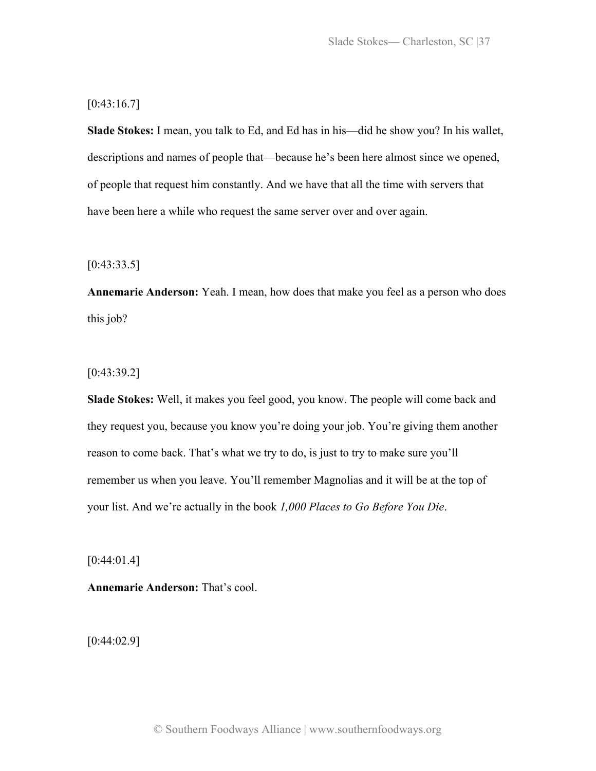[0:43:16.7]

**Slade Stokes:** I mean, you talk to Ed, and Ed has in his—did he show you? In his wallet, descriptions and names of people that—because he's been here almost since we opened, of people that request him constantly. And we have that all the time with servers that have been here a while who request the same server over and over again.

[0:43:33.5]

**Annemarie Anderson:** Yeah. I mean, how does that make you feel as a person who does this job?

[0:43:39.2]

**Slade Stokes:** Well, it makes you feel good, you know. The people will come back and they request you, because you know you're doing your job. You're giving them another reason to come back. That's what we try to do, is just to try to make sure you'll remember us when you leave. You'll remember Magnolias and it will be at the top of your list. And we're actually in the book *1,000 Places to Go Before You Die*.

[0:44:01.4]

**Annemarie Anderson:** That's cool.

[0:44:02.9]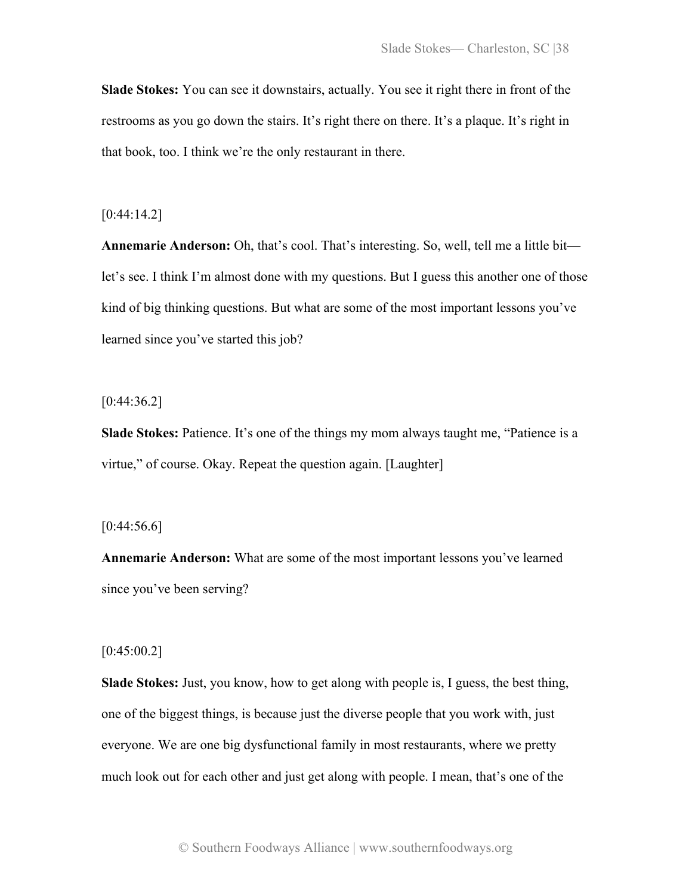**Slade Stokes:** You can see it downstairs, actually. You see it right there in front of the restrooms as you go down the stairs. It's right there on there. It's a plaque. It's right in that book, too. I think we're the only restaurant in there.

[0:44:14.2]

**Annemarie Anderson:** Oh, that's cool. That's interesting. So, well, tell me a little bit—let's see. I think I'm almost done with my questions. But I guess this another one of those kind of big thinking questions. But what are some of the most important lessons you've learned since you've started this job?

[0:44:36.2]

**Slade Stokes:** Patience. It's one of the things my mom always taught me, "Patience is a virtue," of course. Okay. Repeat the question again. [Laughter]

[0:44:56.6]

**Annemarie Anderson:** What are some of the most important lessons you've learned since you've been serving?

[0:45:00.2]

**Slade Stokes:** Just, you know, how to get along with people is, I guess, the best thing, one of the biggest things, is because just the diverse people that you work with, just everyone. We are one big dysfunctional family in most restaurants, where we pretty much look out for each other and just get along with people. I mean, that's one of the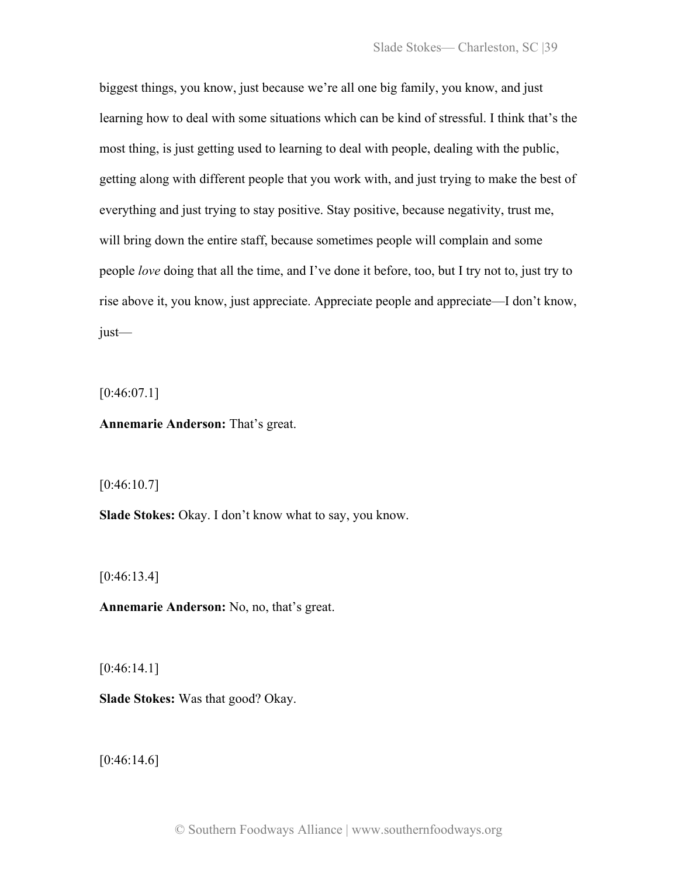biggest things, you know, just because we're all one big family, you know, and just learning how to deal with some situations which can be kind of stressful. I think that's the most thing, is just getting used to learning to deal with people, dealing with the public, getting along with different people that you work with, and just trying to make the best of everything and just trying to stay positive. Stay positive, because negativity, trust me, will bring down the entire staff, because sometimes people will complain and some people *love* doing that all the time, and I've done it before, too, but I try not to, just try to rise above it, you know, just appreciate. Appreciate people and appreciate—I don't know, just—

[0:46:07.1]

**Annemarie Anderson:** That's great.

[0:46:10.7]

**Slade Stokes:** Okay. I don't know what to say, you know.

[0:46:13.4]

**Annemarie Anderson:** No, no, that's great.

[0:46:14.1]

**Slade Stokes:** Was that good? Okay.

[0:46:14.6]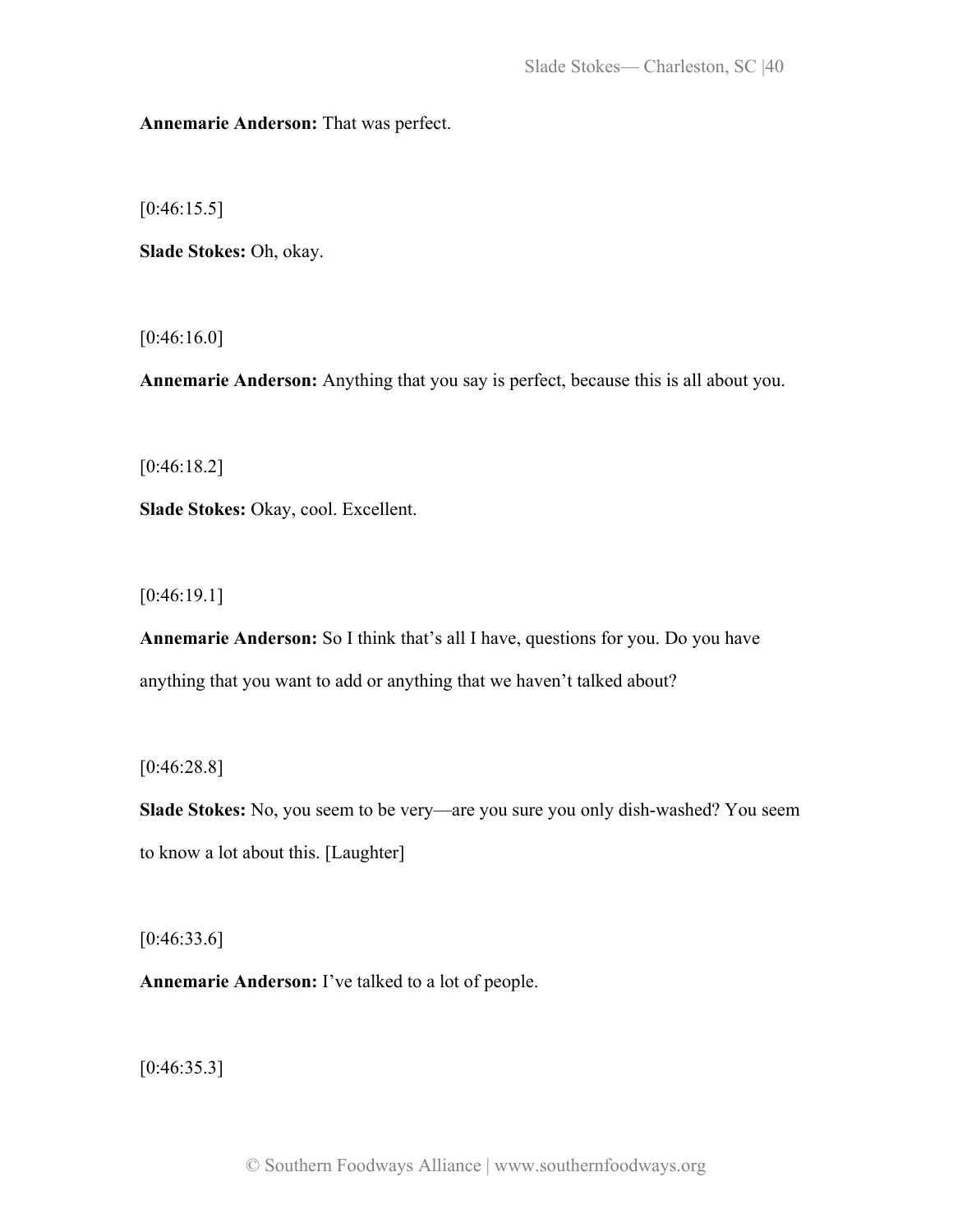**Annemarie Anderson:** That was perfect.

[0:46:15.5]

**Slade Stokes:** Oh, okay.

[0:46:16.0]

**Annemarie Anderson:** Anything that you say is perfect, because this is all about you.

[0:46:18.2]

**Slade Stokes:** Okay, cool. Excellent.

[0:46:19.1]

**Annemarie Anderson:** So I think that's all I have, questions for you. Do you have anything that you want to add or anything that we haven't talked about?

[0:46:28.8]

**Slade Stokes:** No, you seem to be very—are you sure you only dish-washed? You seem to know a lot about this. [Laughter]

[0:46:33.6]

**Annemarie Anderson:** I've talked to a lot of people.

[0:46:35.3]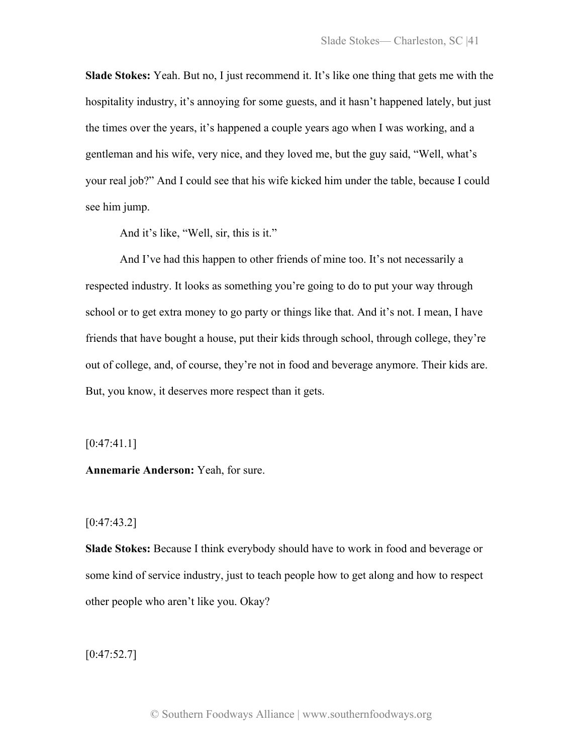**Slade Stokes:** Yeah. But no, I just recommend it. It's like one thing that gets me with the hospitality industry, it's annoying for some guests, and it hasn't happened lately, but just the times over the years, it's happened a couple years ago when I was working, and a gentleman and his wife, very nice, and they loved me, but the guy said, "Well, what's your real job?" And I could see that his wife kicked him under the table, because I could see him jump.

And it's like, "Well, sir, this is it."

And I've had this happen to other friends of mine too. It's not necessarily a respected industry. It looks as something you're going to do to put your way through school or to get extra money to go party or things like that. And it's not. I mean, I have friends that have bought a house, put their kids through school, through college, they're out of college, and, of course, they're not in food and beverage anymore. Their kids are. But, you know, it deserves more respect than it gets.

[0:47:41.1]

**Annemarie Anderson:** Yeah, for sure.

[0:47:43.2]

**Slade Stokes:** Because I think everybody should have to work in food and beverage or some kind of service industry, just to teach people how to get along and how to respect other people who aren't like you. Okay?

[0:47:52.7]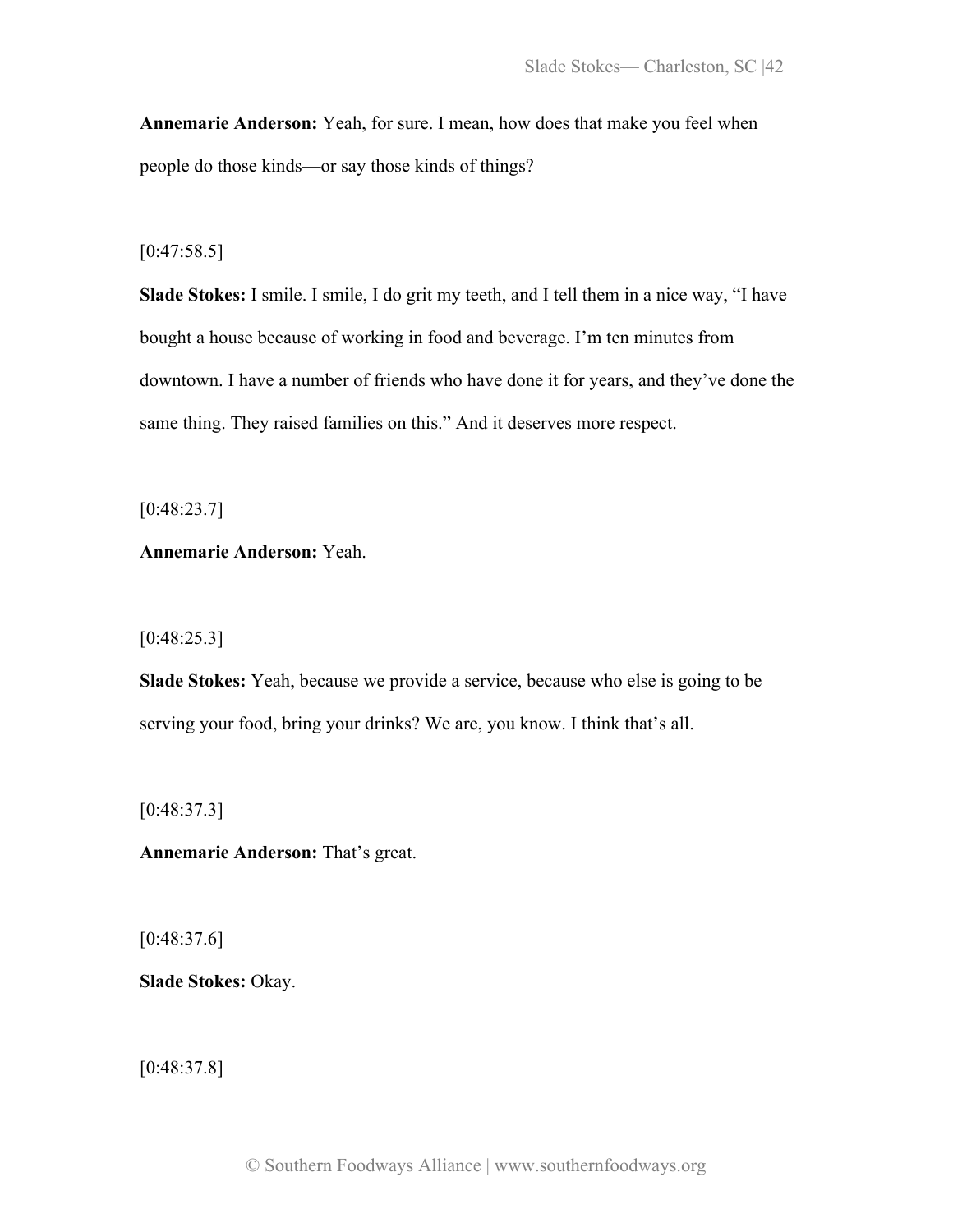**Annemarie Anderson:** Yeah, for sure. I mean, how does that make you feel when people do those kinds—or say those kinds of things?

[0:47:58.5]

**Slade Stokes:** I smile. I smile, I do grit my teeth, and I tell them in a nice way, "I have bought a house because of working in food and beverage. I'm ten minutes from downtown. I have a number of friends who have done it for years, and they've done the same thing. They raised families on this." And it deserves more respect.

[0:48:23.7]

**Annemarie Anderson:** Yeah.

[0:48:25.3]

**Slade Stokes:** Yeah, because we provide a service, because who else is going to be serving your food, bring your drinks? We are, you know. I think that's all.

[0:48:37.3]

**Annemarie Anderson:** That's great.

[0:48:37.6]

**Slade Stokes:** Okay.

[0:48:37.8]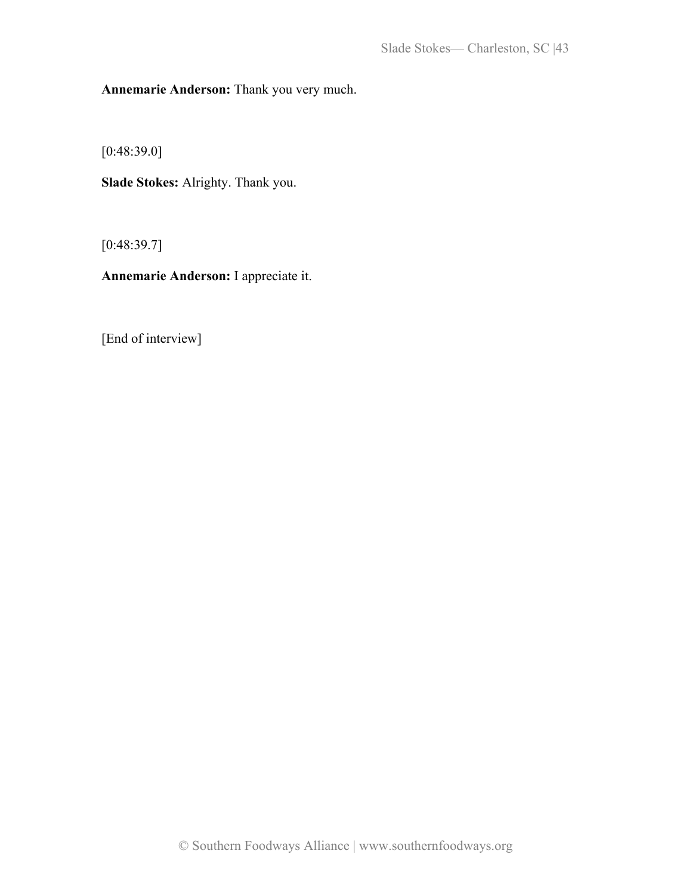**Annemarie Anderson:** Thank you very much.

[0:48:39.0]

**Slade Stokes:** Alrighty. Thank you.

[0:48:39.7]

**Annemarie Anderson:** I appreciate it.

[End of interview]